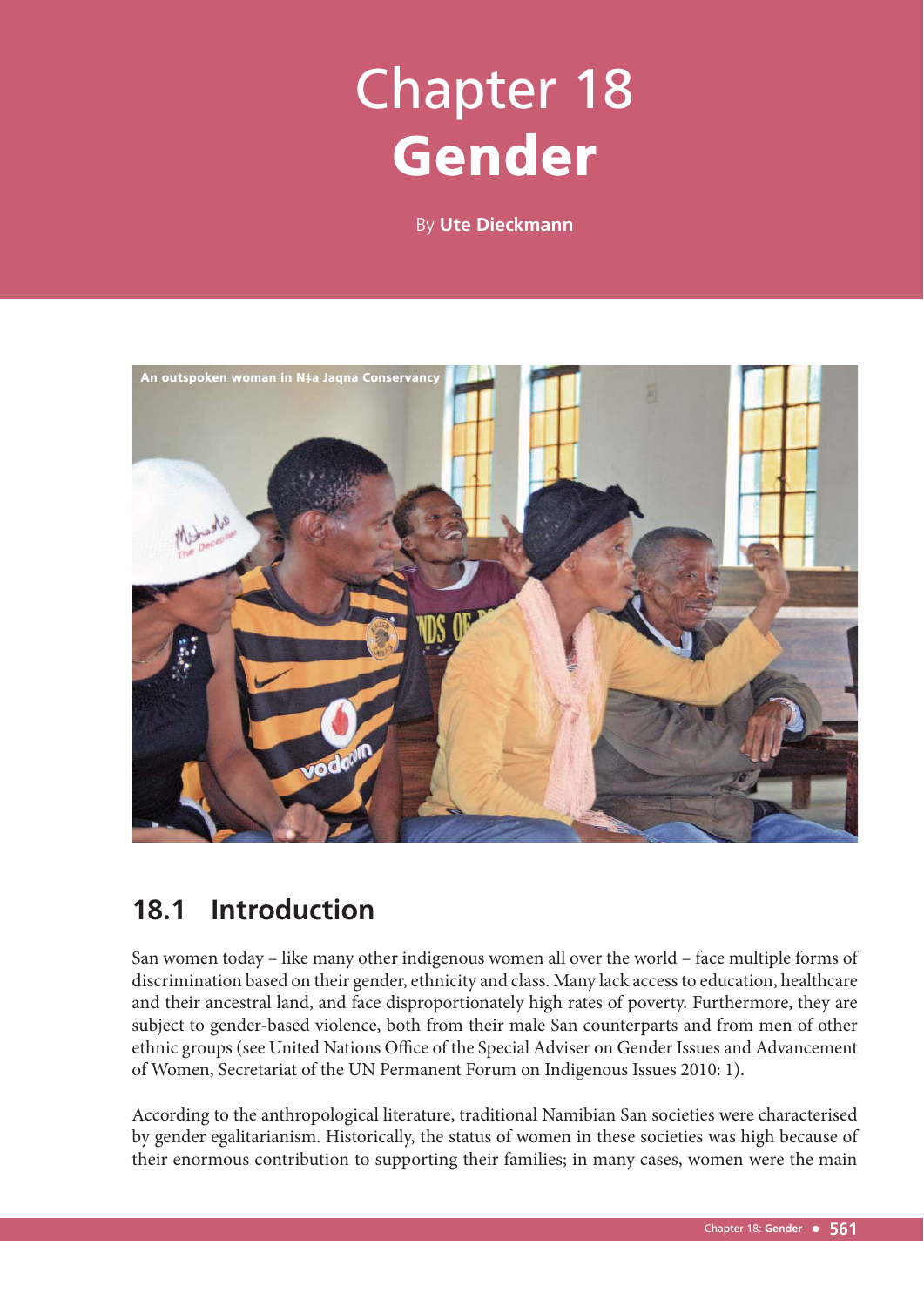# Chapter 18
# Gender

By **Ute Dieckmann**

An outspoken woman in N‡a Jaqna Conservancy

## 18.1 Introduction

San women today – like many other indigenous women all over the world – face multiple forms of discrimination based on their gender, ethnicity and class. Many lack access to education, healthcare and their ancestral land, and face disproportionately high rates of poverty. Furthermore, they are subject to gender-based violence, both from their male San counterparts and from men of other ethnic groups (see United Nations Office of the Special Adviser on Gender Issues and Advancement of Women, Secretariat of the UN Permanent Forum on Indigenous Issues 2010: 1).

According to the anthropological literature, traditional Namibian San societies were characterised by gender egalitarianism. Historically, the status of women in these societies was high because of their enormous contribution to supporting their families; in many cases, women were the main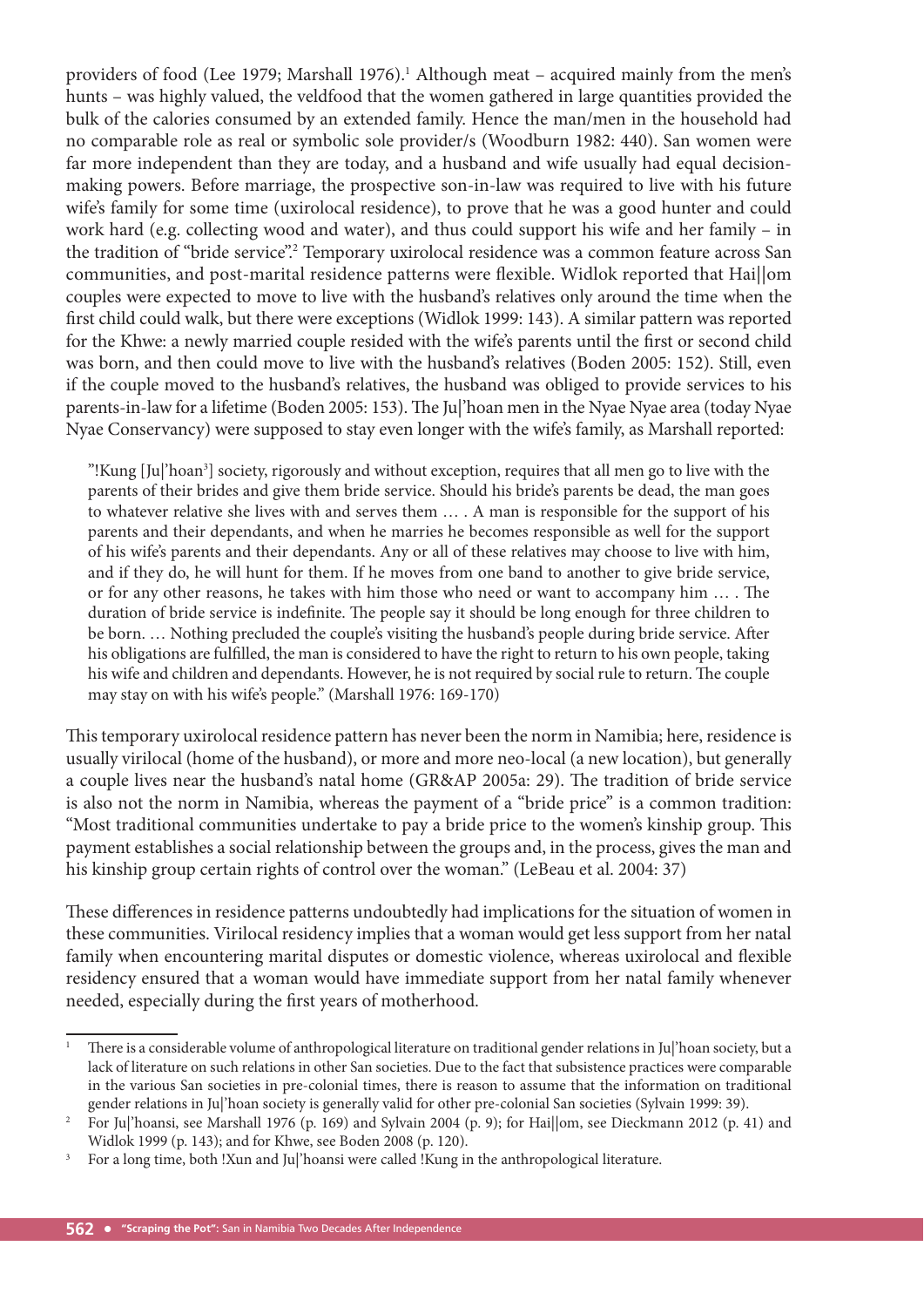providers of food (Lee 1979; Marshall 1976).[1] Although meat – acquired mainly from the men's hunts – was highly valued, the veldfood that the women gathered in large quantities provided the bulk of the calories consumed by an extended family. Hence the man/men in the household had no comparable role as real or symbolic sole provider/s (Woodburn 1982: 440). San women were far more independent than they are today, and a husband and wife usually had equal decision-making powers. Before marriage, the prospective son-in-law was required to live with his future wife's family for some time (uxirolocal residence), to prove that he was a good hunter and could work hard (e.g. collecting wood and water), and thus could support his wife and her family – in the tradition of "bride service".[2] Temporary uxirolocal residence was a common feature across San communities, and post-marital residence patterns were flexible. Widlok reported that Hai||om couples were expected to move to live with the husband's relatives only around the time when the first child could walk, but there were exceptions (Widlok 1999: 143). A similar pattern was reported for the Khwe: a newly married couple resided with the wife's parents until the first or second child was born, and then could move to live with the husband's relatives (Boden 2005: 152). Still, even if the couple moved to the husband's relatives, the husband was obliged to provide services to his parents-in-law for a lifetime (Boden 2005: 153). The Ju|'hoan men in the Nyae Nyae area (today Nyae Nyae Conservancy) were supposed to stay even longer with the wife's family, as Marshall reported:

> "!Kung [Ju|'hoan[3]] society, rigorously and without exception, requires that all men go to live with the parents of their brides and give them bride service. Should his bride's parents be dead, the man goes to whatever relative she lives with and serves them … . A man is responsible for the support of his parents and their dependants, and when he marries he becomes responsible as well for the support of his wife's parents and their dependants. Any or all of these relatives may choose to live with him, and if they do, he will hunt for them. If he moves from one band to another to give bride service, or for any other reasons, he takes with him those who need or want to accompany him … . The duration of bride service is indefinite. The people say it should be long enough for three children to be born. … Nothing precluded the couple's visiting the husband's people during bride service. After his obligations are fulfilled, the man is considered to have the right to return to his own people, taking his wife and children and dependants. However, he is not required by social rule to return. The couple may stay on with his wife's people." (Marshall 1976: 169-170)

This temporary uxirolocal residence pattern has never been the norm in Namibia; here, residence is usually virilocal (home of the husband), or more and more neo-local (a new location), but generally a couple lives near the husband's natal home (GR&AP 2005a: 29). The tradition of bride service is also not the norm in Namibia, whereas the payment of a "bride price" is a common tradition: "Most traditional communities undertake to pay a bride price to the women's kinship group. This payment establishes a social relationship between the groups and, in the process, gives the man and his kinship group certain rights of control over the woman." (LeBeau et al. 2004: 37)

These differences in residence patterns undoubtedly had implications for the situation of women in these communities. Virilocal residency implies that a woman would get less support from her natal family when encountering marital disputes or domestic violence, whereas uxirolocal and flexible residency ensured that a woman would have immediate support from her natal family whenever needed, especially during the first years of motherhood.

---

[1] There is a considerable volume of anthropological literature on traditional gender relations in Ju|'hoan society, but a lack of literature on such relations in other San societies. Due to the fact that subsistence practices were comparable in the various San societies in pre-colonial times, there is reason to assume that the information on traditional gender relations in Ju|'hoan society is generally valid for other pre-colonial San societies (Sylvain 1999: 39).

[2] For Ju|'hoansi, see Marshall 1976 (p. 169) and Sylvain 2004 (p. 9); for Hai||om, see Dieckmann 2012 (p. 41) and Widlok 1999 (p. 143); and for Khwe, see Boden 2008 (p. 120).

[3] For a long time, both !Xun and Ju|'hoansi were called !Kung in the anthropological literature.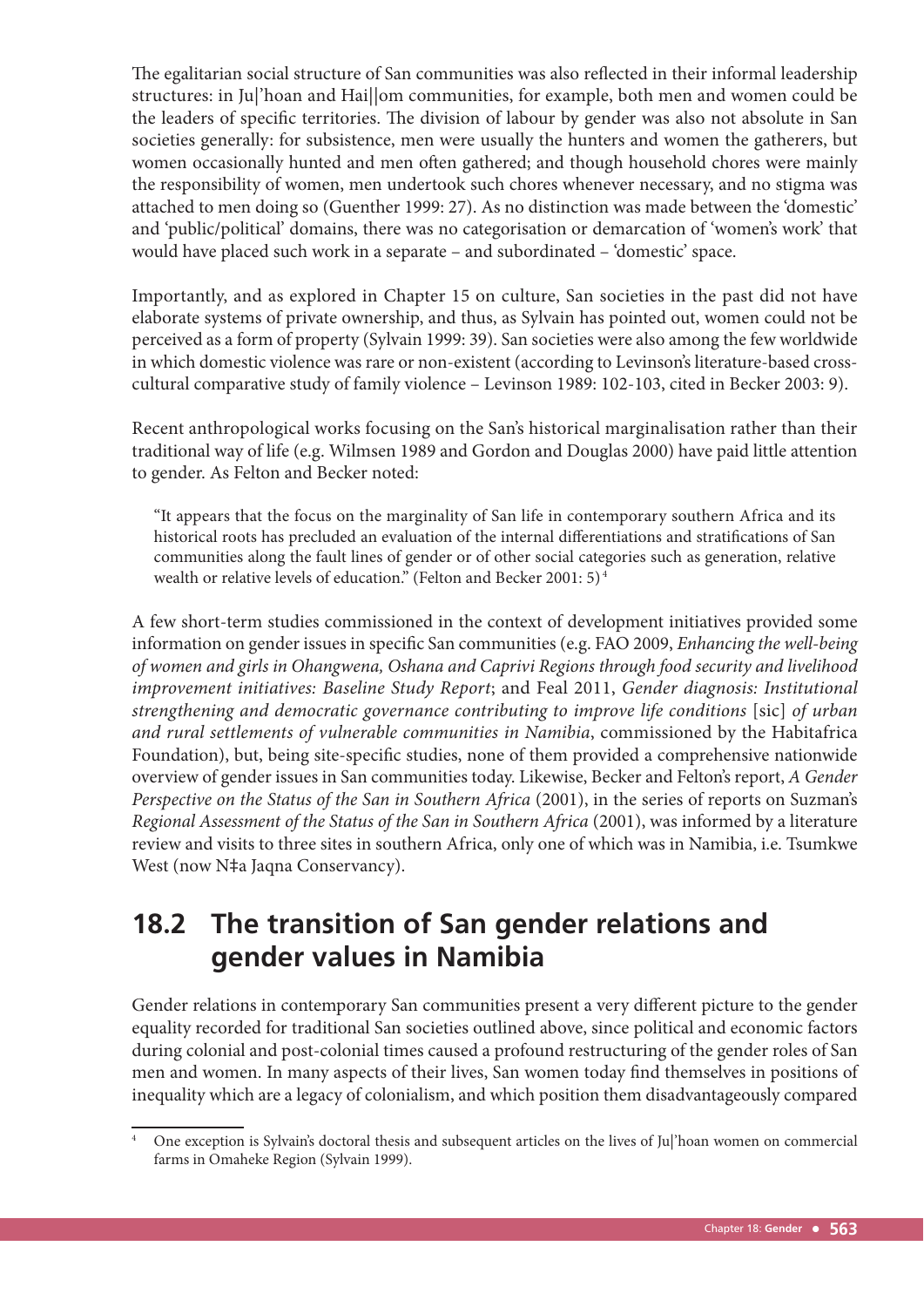The egalitarian social structure of San communities was also reflected in their informal leadership structures: in Ju|'hoan and Hai||om communities, for example, both men and women could be the leaders of specific territories. The division of labour by gender was also not absolute in San societies generally: for subsistence, men were usually the hunters and women the gatherers, but women occasionally hunted and men often gathered; and though household chores were mainly the responsibility of women, men undertook such chores whenever necessary, and no stigma was attached to men doing so (Guenther 1999: 27). As no distinction was made between the 'domestic' and 'public/political' domains, there was no categorisation or demarcation of 'women's work' that would have placed such work in a separate – and subordinated – 'domestic' space.

Importantly, and as explored in Chapter 15 on culture, San societies in the past did not have elaborate systems of private ownership, and thus, as Sylvain has pointed out, women could not be perceived as a form of property (Sylvain 1999: 39). San societies were also among the few worldwide in which domestic violence was rare or non-existent (according to Levinson's literature-based cross-cultural comparative study of family violence – Levinson 1989: 102-103, cited in Becker 2003: 9).

Recent anthropological works focusing on the San's historical marginalisation rather than their traditional way of life (e.g. Wilmsen 1989 and Gordon and Douglas 2000) have paid little attention to gender. As Felton and Becker noted:

> "It appears that the focus on the marginality of San life in contemporary southern Africa and its historical roots has precluded an evaluation of the internal differentiations and stratifications of San communities along the fault lines of gender or of other social categories such as generation, relative wealth or relative levels of education." (Felton and Becker 2001: 5) [4]

A few short-term studies commissioned in the context of development initiatives provided some information on gender issues in specific San communities (e.g. FAO 2009, *Enhancing the well-being of women and girls in Ohangwena, Oshana and Caprivi Regions through food security and livelihood improvement initiatives: Baseline Study Report*; and Feal 2011, *Gender diagnosis: Institutional strengthening and democratic governance contributing to improve life conditions* [sic] *of urban and rural settlements of vulnerable communities in Namibia*, commissioned by the Habitafrica Foundation), but, being site-specific studies, none of them provided a comprehensive nationwide overview of gender issues in San communities today. Likewise, Becker and Felton's report, *A Gender Perspective on the Status of the San in Southern Africa* (2001), in the series of reports on Suzman's *Regional Assessment of the Status of the San in Southern Africa* (2001), was informed by a literature review and visits to three sites in southern Africa, only one of which was in Namibia, i.e. Tsumkwe West (now N‡a Jaqna Conservancy).

## 18.2 The transition of San gender relations and gender values in Namibia

Gender relations in contemporary San communities present a very different picture to the gender equality recorded for traditional San societies outlined above, since political and economic factors during colonial and post-colonial times caused a profound restructuring of the gender roles of San men and women. In many aspects of their lives, San women today find themselves in positions of inequality which are a legacy of colonialism, and which position them disadvantageously compared

---

[4] One exception is Sylvain's doctoral thesis and subsequent articles on the lives of Ju|'hoan women on commercial farms in Omaheke Region (Sylvain 1999).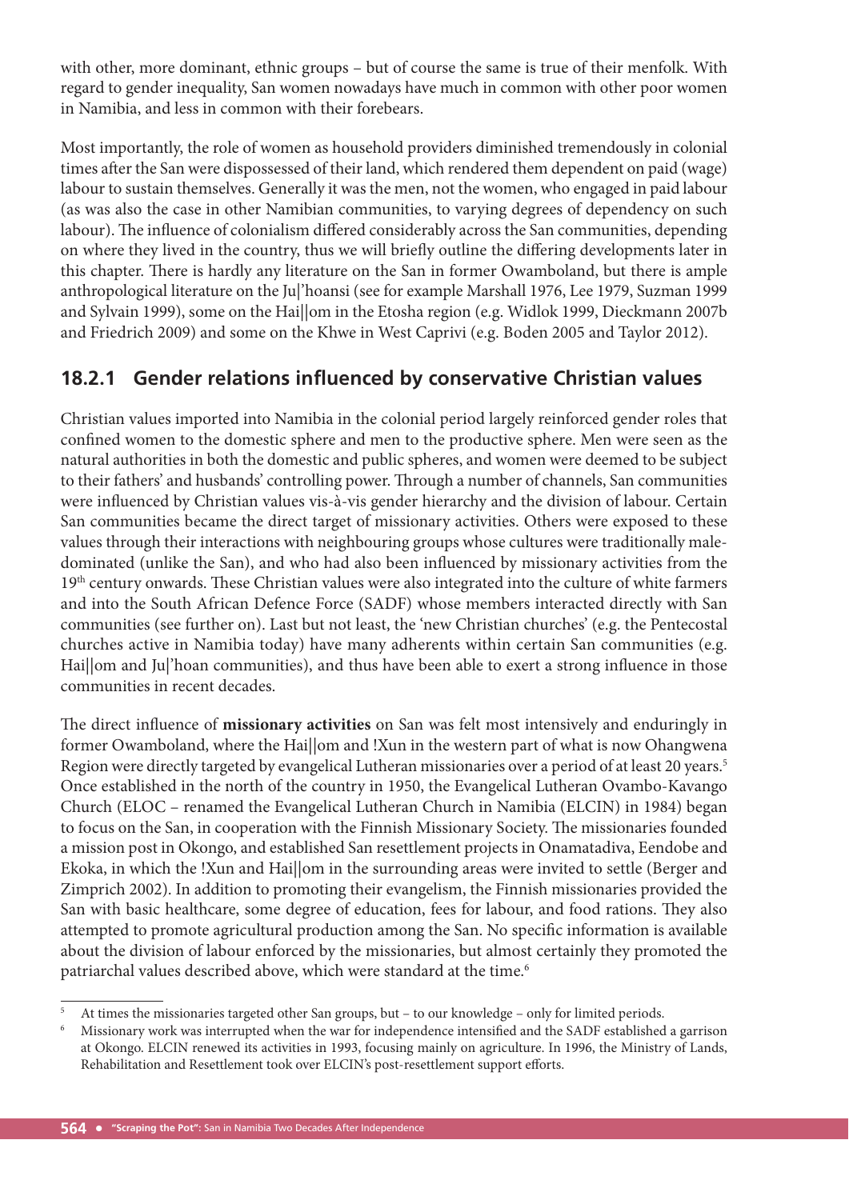with other, more dominant, ethnic groups – but of course the same is true of their menfolk. With regard to gender inequality, San women nowadays have much in common with other poor women in Namibia, and less in common with their forebears.

Most importantly, the role of women as household providers diminished tremendously in colonial times after the San were dispossessed of their land, which rendered them dependent on paid (wage) labour to sustain themselves. Generally it was the men, not the women, who engaged in paid labour (as was also the case in other Namibian communities, to varying degrees of dependency on such labour). The influence of colonialism differed considerably across the San communities, depending on where they lived in the country, thus we will briefly outline the differing developments later in this chapter. There is hardly any literature on the San in former Owamboland, but there is ample anthropological literature on the Ju|'hoansi (see for example Marshall 1976, Lee 1979, Suzman 1999 and Sylvain 1999), some on the Hai||om in the Etosha region (e.g. Widlok 1999, Dieckmann 2007b and Friedrich 2009) and some on the Khwe in West Caprivi (e.g. Boden 2005 and Taylor 2012).

### 18.2.1 Gender relations influenced by conservative Christian values

Christian values imported into Namibia in the colonial period largely reinforced gender roles that confined women to the domestic sphere and men to the productive sphere. Men were seen as the natural authorities in both the domestic and public spheres, and women were deemed to be subject to their fathers' and husbands' controlling power. Through a number of channels, San communities were influenced by Christian values vis-à-vis gender hierarchy and the division of labour. Certain San communities became the direct target of missionary activities. Others were exposed to these values through their interactions with neighbouring groups whose cultures were traditionally male-dominated (unlike the San), and who had also been influenced by missionary activities from the 19th century onwards. These Christian values were also integrated into the culture of white farmers and into the South African Defence Force (SADF) whose members interacted directly with San communities (see further on). Last but not least, the 'new Christian churches' (e.g. the Pentecostal churches active in Namibia today) have many adherents within certain San communities (e.g. Hai||om and Ju|'hoan communities), and thus have been able to exert a strong influence in those communities in recent decades.

The direct influence of **missionary activities** on San was felt most intensively and enduringly in former Owamboland, where the Hai||om and !Xun in the western part of what is now Ohangwena Region were directly targeted by evangelical Lutheran missionaries over a period of at least 20 years.[5] Once established in the north of the country in 1950, the Evangelical Lutheran Ovambo-Kavango Church (ELOC – renamed the Evangelical Lutheran Church in Namibia (ELCIN) in 1984) began to focus on the San, in cooperation with the Finnish Missionary Society. The missionaries founded a mission post in Okongo, and established San resettlement projects in Onamatadiva, Eendobe and Ekoka, in which the !Xun and Hai||om in the surrounding areas were invited to settle (Berger and Zimprich 2002). In addition to promoting their evangelism, the Finnish missionaries provided the San with basic healthcare, some degree of education, fees for labour, and food rations. They also attempted to promote agricultural production among the San. No specific information is available about the division of labour enforced by the missionaries, but almost certainly they promoted the patriarchal values described above, which were standard at the time.[6]

[5] At times the missionaries targeted other San groups, but – to our knowledge – only for limited periods.

[6] Missionary work was interrupted when the war for independence intensified and the SADF established a garrison at Okongo. ELCIN renewed its activities in 1993, focusing mainly on agriculture. In 1996, the Ministry of Lands, Rehabilitation and Resettlement took over ELCIN's post-resettlement support efforts.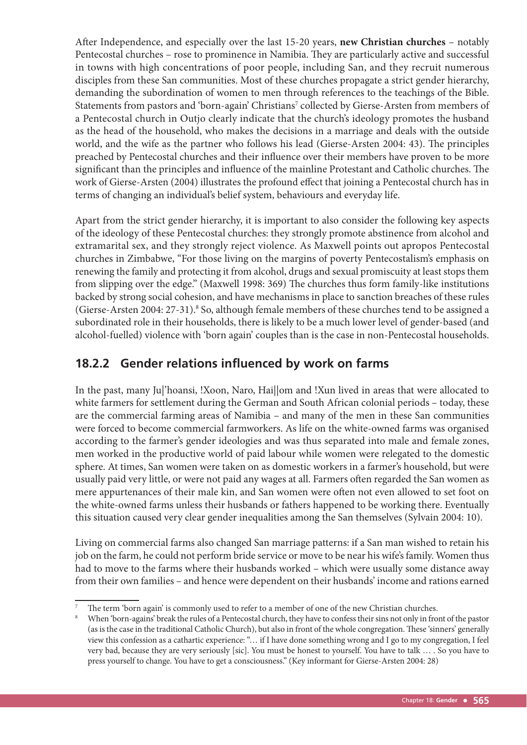After Independence, and especially over the last 15-20 years, **new Christian churches** – notably Pentecostal churches – rose to prominence in Namibia. They are particularly active and successful in towns with high concentrations of poor people, including San, and they recruit numerous disciples from these San communities. Most of these churches propagate a strict gender hierarchy, demanding the subordination of women to men through references to the teachings of the Bible. Statements from pastors and 'born-again' Christians[7] collected by Gierse-Arsten from members of a Pentecostal church in Outjo clearly indicate that the church's ideology promotes the husband as the head of the household, who makes the decisions in a marriage and deals with the outside world, and the wife as the partner who follows his lead (Gierse-Arsten 2004: 43). The principles preached by Pentecostal churches and their influence over their members have proven to be more significant than the principles and influence of the mainline Protestant and Catholic churches. The work of Gierse-Arsten (2004) illustrates the profound effect that joining a Pentecostal church has in terms of changing an individual's belief system, behaviours and everyday life.

Apart from the strict gender hierarchy, it is important to also consider the following key aspects of the ideology of these Pentecostal churches: they strongly promote abstinence from alcohol and extramarital sex, and they strongly reject violence. As Maxwell points out apropos Pentecostal churches in Zimbabwe, "For those living on the margins of poverty Pentecostalism's emphasis on renewing the family and protecting it from alcohol, drugs and sexual promiscuity at least stops them from slipping over the edge." (Maxwell 1998: 369) The churches thus form family-like institutions backed by strong social cohesion, and have mechanisms in place to sanction breaches of these rules (Gierse-Arsten 2004: 27-31).[8] So, although female members of these churches tend to be assigned a subordinated role in their households, there is likely to be a much lower level of gender-based (and alcohol-fuelled) violence with 'born again' couples than is the case in non-Pentecostal households.

### 18.2.2 Gender relations influenced by work on farms

In the past, many Ju|'hoansi, !Xoon, Naro, Hai||om and !Xun lived in areas that were allocated to white farmers for settlement during the German and South African colonial periods – today, these are the commercial farming areas of Namibia – and many of the men in these San communities were forced to become commercial farmworkers. As life on the white-owned farms was organised according to the farmer's gender ideologies and was thus separated into male and female zones, men worked in the productive world of paid labour while women were relegated to the domestic sphere. At times, San women were taken on as domestic workers in a farmer's household, but were usually paid very little, or were not paid any wages at all. Farmers often regarded the San women as mere appurtenances of their male kin, and San women were often not even allowed to set foot on the white-owned farms unless their husbands or fathers happened to be working there. Eventually this situation caused very clear gender inequalities among the San themselves (Sylvain 2004: 10).

Living on commercial farms also changed San marriage patterns: if a San man wished to retain his job on the farm, he could not perform bride service or move to be near his wife's family. Women thus had to move to the farms where their husbands worked – which were usually some distance away from their own families – and hence were dependent on their husbands' income and rations earned

---

[7] The term 'born again' is commonly used to refer to a member of one of the new Christian churches.

[8] When 'born-agains' break the rules of a Pentecostal church, they have to confess their sins not only in front of the pastor (as is the case in the traditional Catholic Church), but also in front of the whole congregation. These 'sinners' generally view this confession as a cathartic experience: "… if I have done something wrong and I go to my congregation, I feel very bad, because they are very seriously [sic]. You must be honest to yourself. You have to talk … . So you have to press yourself to change. You have to get a consciousness." (Key informant for Gierse-Arsten 2004: 28)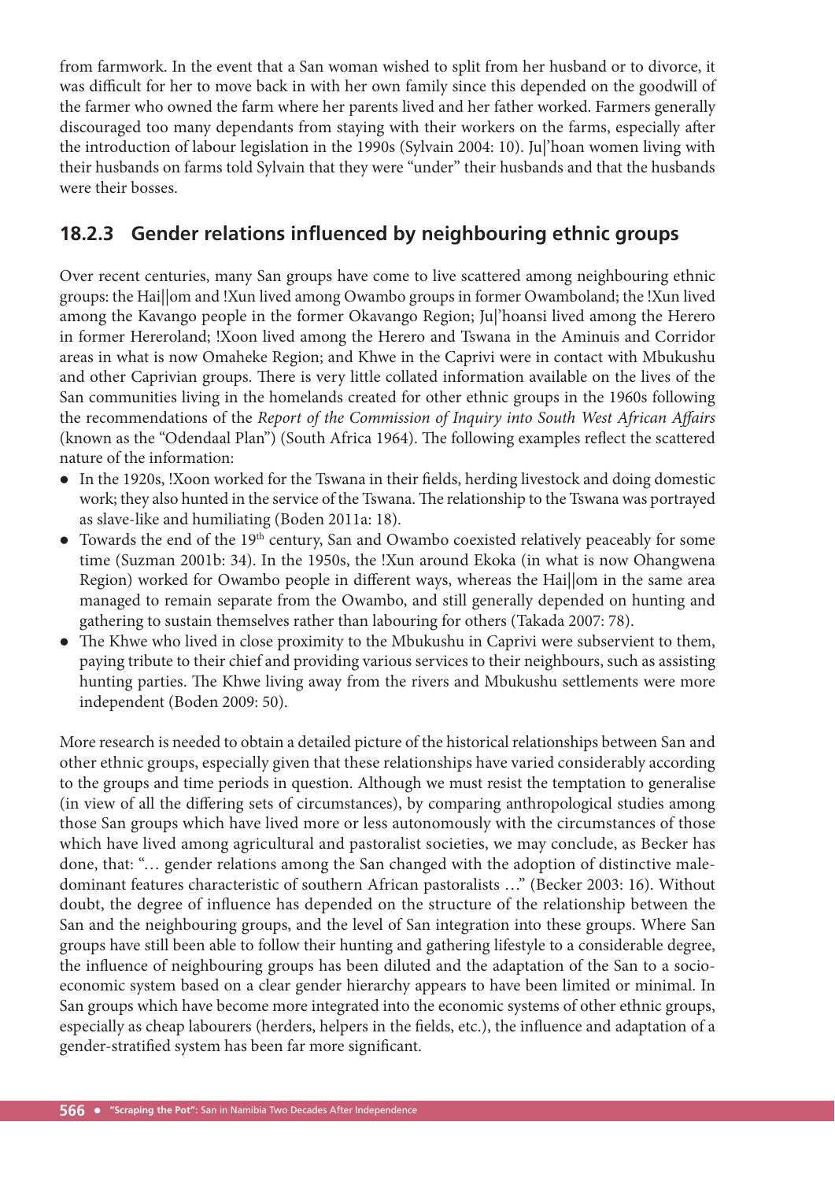from farmwork. In the event that a San woman wished to split from her husband or to divorce, it was difficult for her to move back in with her own family since this depended on the goodwill of the farmer who owned the farm where her parents lived and her father worked. Farmers generally discouraged too many dependants from staying with their workers on the farms, especially after the introduction of labour legislation in the 1990s (Sylvain 2004: 10). Ju|'hoan women living with their husbands on farms told Sylvain that they were "under" their husbands and that the husbands were their bosses.

### 18.2.3 Gender relations influenced by neighbouring ethnic groups

Over recent centuries, many San groups have come to live scattered among neighbouring ethnic groups: the Hai||om and !Xun lived among Owambo groups in former Owamboland; the !Xun lived among the Kavango people in the former Okavango Region; Ju|'hoansi lived among the Herero in former Hereroland; !Xoon lived among the Herero and Tswana in the Aminuis and Corridor areas in what is now Omaheke Region; and Khwe in the Caprivi were in contact with Mbukushu and other Caprivian groups. There is very little collated information available on the lives of the San communities living in the homelands created for other ethnic groups in the 1960s following the recommendations of the *Report of the Commission of Inquiry into South West African Affairs* (known as the "Odendaal Plan") (South Africa 1964). The following examples reflect the scattered nature of the information:

- In the 1920s, !Xoon worked for the Tswana in their fields, herding livestock and doing domestic work; they also hunted in the service of the Tswana. The relationship to the Tswana was portrayed as slave-like and humiliating (Boden 2011a: 18).
- Towards the end of the 19th century, San and Owambo coexisted relatively peaceably for some time (Suzman 2001b: 34). In the 1950s, the !Xun around Ekoka (in what is now Ohangwena Region) worked for Owambo people in different ways, whereas the Hai||om in the same area managed to remain separate from the Owambo, and still generally depended on hunting and gathering to sustain themselves rather than labouring for others (Takada 2007: 78).
- The Khwe who lived in close proximity to the Mbukushu in Caprivi were subservient to them, paying tribute to their chief and providing various services to their neighbours, such as assisting hunting parties. The Khwe living away from the rivers and Mbukushu settlements were more independent (Boden 2009: 50).

More research is needed to obtain a detailed picture of the historical relationships between San and other ethnic groups, especially given that these relationships have varied considerably according to the groups and time periods in question. Although we must resist the temptation to generalise (in view of all the differing sets of circumstances), by comparing anthropological studies among those San groups which have lived more or less autonomously with the circumstances of those which have lived among agricultural and pastoralist societies, we may conclude, as Becker has done, that: "… gender relations among the San changed with the adoption of distinctive male-dominant features characteristic of southern African pastoralists …" (Becker 2003: 16). Without doubt, the degree of influence has depended on the structure of the relationship between the San and the neighbouring groups, and the level of San integration into these groups. Where San groups have still been able to follow their hunting and gathering lifestyle to a considerable degree, the influence of neighbouring groups has been diluted and the adaptation of the San to a socio-economic system based on a clear gender hierarchy appears to have been limited or minimal. In San groups which have become more integrated into the economic systems of other ethnic groups, especially as cheap labourers (herders, helpers in the fields, etc.), the influence and adaptation of a gender-stratified system has been far more significant.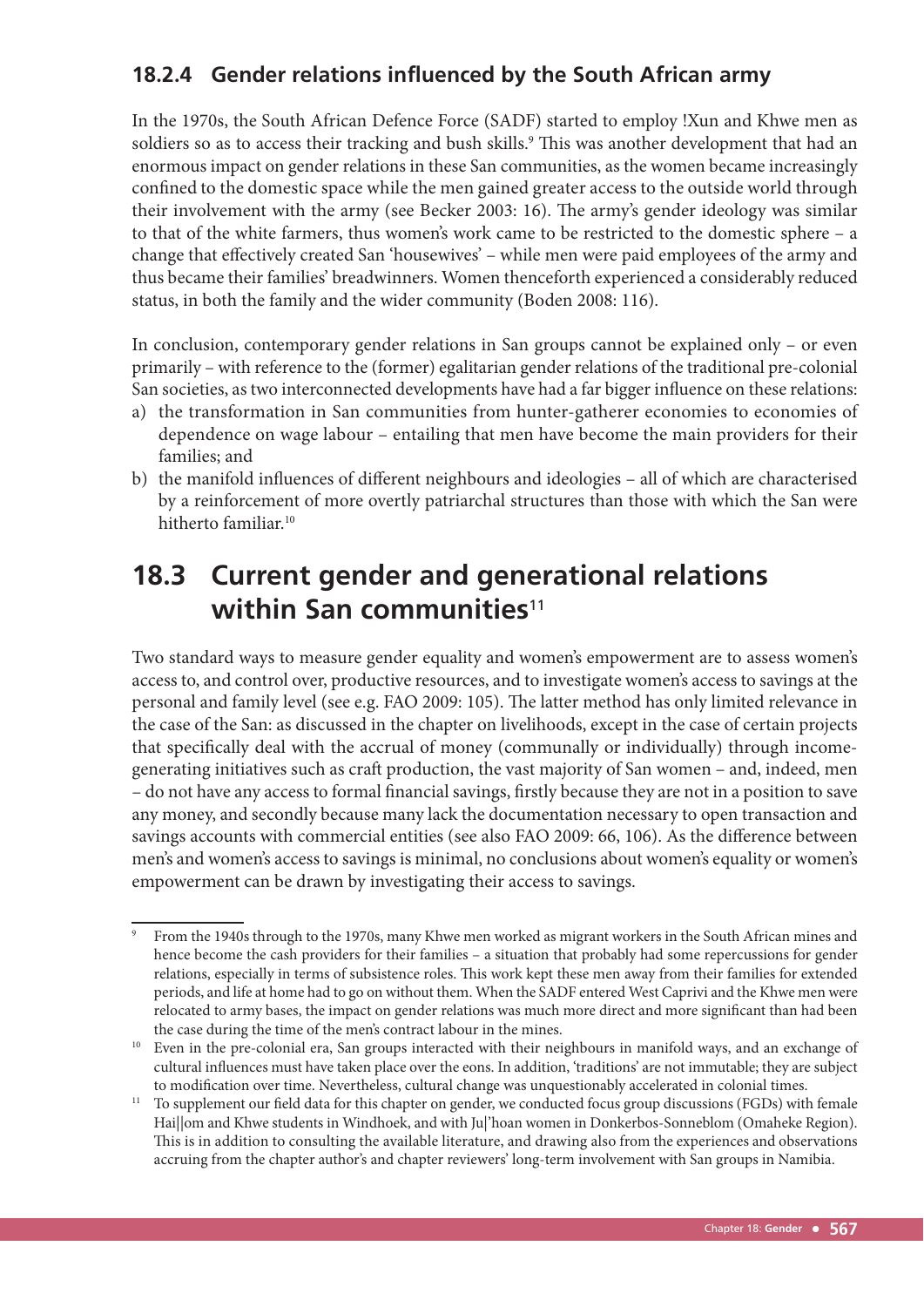### 18.2.4 Gender relations influenced by the South African army

In the 1970s, the South African Defence Force (SADF) started to employ !Xun and Khwe men as soldiers so as to access their tracking and bush skills.[9] This was another development that had an enormous impact on gender relations in these San communities, as the women became increasingly confined to the domestic space while the men gained greater access to the outside world through their involvement with the army (see Becker 2003: 16). The army's gender ideology was similar to that of the white farmers, thus women's work came to be restricted to the domestic sphere – a change that effectively created San 'housewives' – while men were paid employees of the army and thus became their families' breadwinners. Women thenceforth experienced a considerably reduced status, in both the family and the wider community (Boden 2008: 116).

In conclusion, contemporary gender relations in San groups cannot be explained only – or even primarily – with reference to the (former) egalitarian gender relations of the traditional pre-colonial San societies, as two interconnected developments have had a far bigger influence on these relations:

a) the transformation in San communities from hunter-gatherer economies to economies of dependence on wage labour – entailing that men have become the main providers for their families; and
b) the manifold influences of different neighbours and ideologies – all of which are characterised by a reinforcement of more overtly patriarchal structures than those with which the San were hitherto familiar.[10]

## 18.3 Current gender and generational relations within San communities[11]

Two standard ways to measure gender equality and women's empowerment are to assess women's access to, and control over, productive resources, and to investigate women's access to savings at the personal and family level (see e.g. FAO 2009: 105). The latter method has only limited relevance in the case of the San: as discussed in the chapter on livelihoods, except in the case of certain projects that specifically deal with the accrual of money (communally or individually) through income-generating initiatives such as craft production, the vast majority of San women – and, indeed, men – do not have any access to formal financial savings, firstly because they are not in a position to save any money, and secondly because many lack the documentation necessary to open transaction and savings accounts with commercial entities (see also FAO 2009: 66, 106). As the difference between men's and women's access to savings is minimal, no conclusions about women's equality or women's empowerment can be drawn by investigating their access to savings.

---

[9] From the 1940s through to the 1970s, many Khwe men worked as migrant workers in the South African mines and hence become the cash providers for their families – a situation that probably had some repercussions for gender relations, especially in terms of subsistence roles. This work kept these men away from their families for extended periods, and life at home had to go on without them. When the SADF entered West Caprivi and the Khwe men were relocated to army bases, the impact on gender relations was much more direct and more significant than had been the case during the time of the men's contract labour in the mines.

[10] Even in the pre-colonial era, San groups interacted with their neighbours in manifold ways, and an exchange of cultural influences must have taken place over the eons. In addition, 'traditions' are not immutable; they are subject to modification over time. Nevertheless, cultural change was unquestionably accelerated in colonial times.

[11] To supplement our field data for this chapter on gender, we conducted focus group discussions (FGDs) with female Hai||om and Khwe students in Windhoek, and with Ju|'hoan women in Donkerbos-Sonneblom (Omaheke Region). This is in addition to consulting the available literature, and drawing also from the experiences and observations accruing from the chapter author's and chapter reviewers' long-term involvement with San groups in Namibia.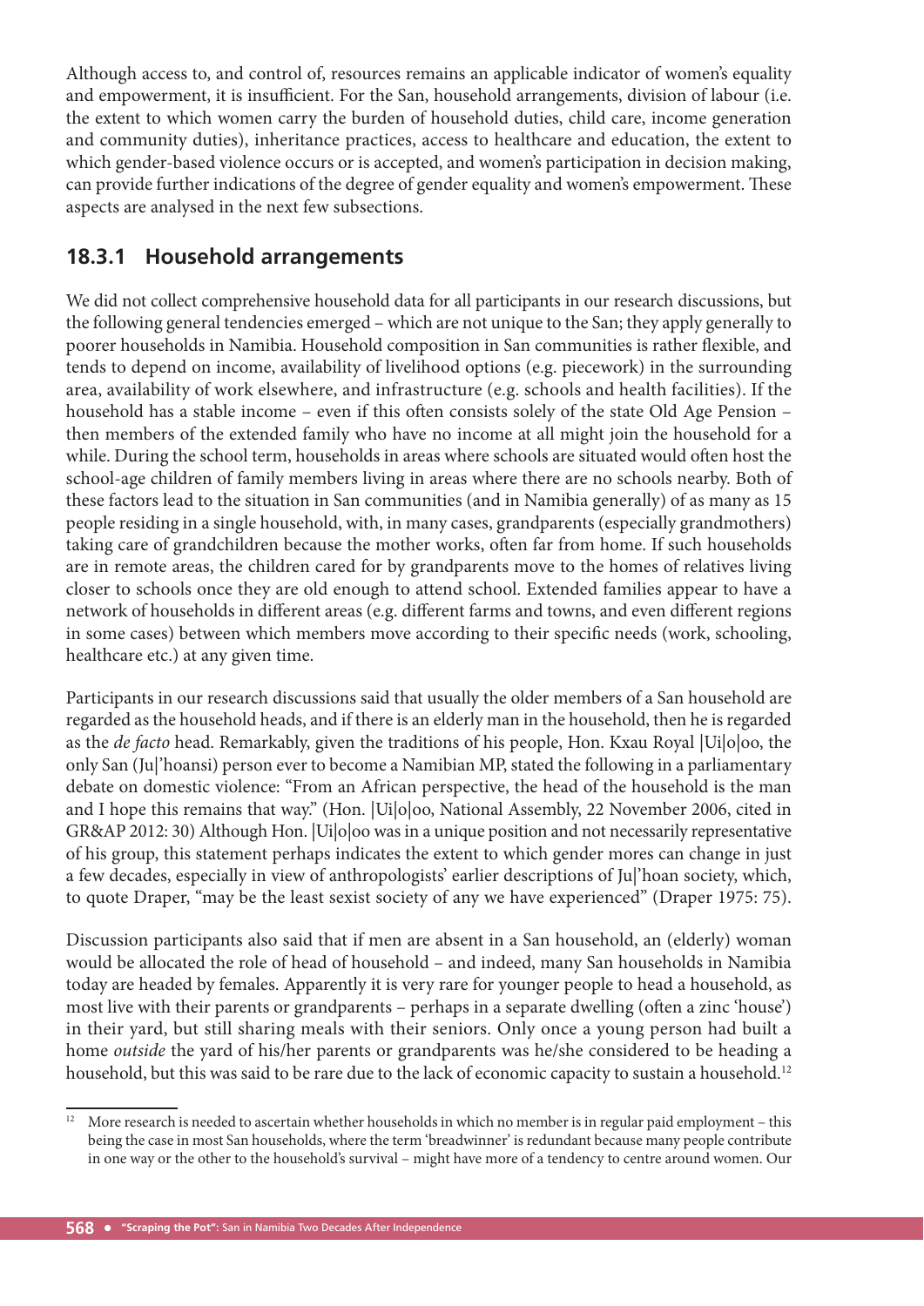Although access to, and control of, resources remains an applicable indicator of women's equality and empowerment, it is insufficient. For the San, household arrangements, division of labour (i.e. the extent to which women carry the burden of household duties, child care, income generation and community duties), inheritance practices, access to healthcare and education, the extent to which gender-based violence occurs or is accepted, and women's participation in decision making, can provide further indications of the degree of gender equality and women's empowerment. These aspects are analysed in the next few subsections.

## 18.3.1 Household arrangements

We did not collect comprehensive household data for all participants in our research discussions, but the following general tendencies emerged – which are not unique to the San; they apply generally to poorer households in Namibia. Household composition in San communities is rather flexible, and tends to depend on income, availability of livelihood options (e.g. piecework) in the surrounding area, availability of work elsewhere, and infrastructure (e.g. schools and health facilities). If the household has a stable income – even if this often consists solely of the state Old Age Pension – then members of the extended family who have no income at all might join the household for a while. During the school term, households in areas where schools are situated would often host the school-age children of family members living in areas where there are no schools nearby. Both of these factors lead to the situation in San communities (and in Namibia generally) of as many as 15 people residing in a single household, with, in many cases, grandparents (especially grandmothers) taking care of grandchildren because the mother works, often far from home. If such households are in remote areas, the children cared for by grandparents move to the homes of relatives living closer to schools once they are old enough to attend school. Extended families appear to have a network of households in different areas (e.g. different farms and towns, and even different regions in some cases) between which members move according to their specific needs (work, schooling, healthcare etc.) at any given time.

Participants in our research discussions said that usually the older members of a San household are regarded as the household heads, and if there is an elderly man in the household, then he is regarded as the *de facto* head. Remarkably, given the traditions of his people, Hon. Kxau Royal |Ui|o|oo, the only San (Ju|'hoansi) person ever to become a Namibian MP, stated the following in a parliamentary debate on domestic violence: "From an African perspective, the head of the household is the man and I hope this remains that way." (Hon. |Ui|o|oo, National Assembly, 22 November 2006, cited in GR&AP 2012: 30) Although Hon. |Ui|o|oo was in a unique position and not necessarily representative of his group, this statement perhaps indicates the extent to which gender mores can change in just a few decades, especially in view of anthropologists' earlier descriptions of Ju|'hoan society, which, to quote Draper, "may be the least sexist society of any we have experienced" (Draper 1975: 75).

Discussion participants also said that if men are absent in a San household, an (elderly) woman would be allocated the role of head of household – and indeed, many San households in Namibia today are headed by females. Apparently it is very rare for younger people to head a household, as most live with their parents or grandparents – perhaps in a separate dwelling (often a zinc 'house') in their yard, but still sharing meals with their seniors. Only once a young person had built a home *outside* the yard of his/her parents or grandparents was he/she considered to be heading a household, but this was said to be rare due to the lack of economic capacity to sustain a household.[12]

---

[12] More research is needed to ascertain whether households in which no member is in regular paid employment – this being the case in most San households, where the term 'breadwinner' is redundant because many people contribute in one way or the other to the household's survival – might have more of a tendency to centre around women. Our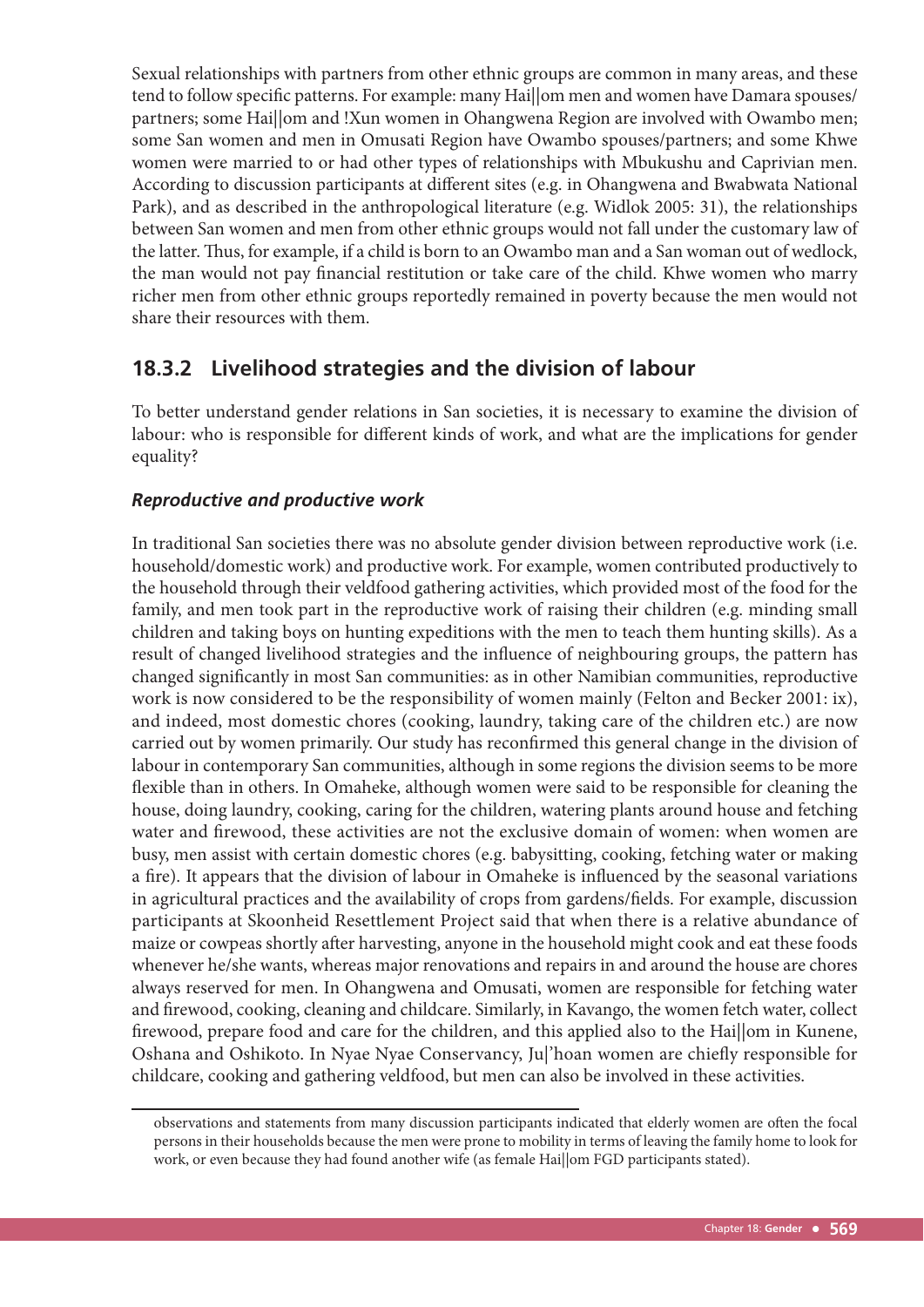Sexual relationships with partners from other ethnic groups are common in many areas, and these tend to follow specific patterns. For example: many Hai||om men and women have Damara spouses/partners; some Hai||om and !Xun women in Ohangwena Region are involved with Owambo men; some San women and men in Omusati Region have Owambo spouses/partners; and some Khwe women were married to or had other types of relationships with Mbukushu and Caprivian men. According to discussion participants at different sites (e.g. in Ohangwena and Bwabwata National Park), and as described in the anthropological literature (e.g. Widlok 2005: 31), the relationships between San women and men from other ethnic groups would not fall under the customary law of the latter. Thus, for example, if a child is born to an Owambo man and a San woman out of wedlock, the man would not pay financial restitution or take care of the child. Khwe women who marry richer men from other ethnic groups reportedly remained in poverty because the men would not share their resources with them.

## 18.3.2 Livelihood strategies and the division of labour

To better understand gender relations in San societies, it is necessary to examine the division of labour: who is responsible for different kinds of work, and what are the implications for gender equality?

### *Reproductive and productive work*

In traditional San societies there was no absolute gender division between reproductive work (i.e. household/domestic work) and productive work. For example, women contributed productively to the household through their veldfood gathering activities, which provided most of the food for the family, and men took part in the reproductive work of raising their children (e.g. minding small children and taking boys on hunting expeditions with the men to teach them hunting skills). As a result of changed livelihood strategies and the influence of neighbouring groups, the pattern has changed significantly in most San communities: as in other Namibian communities, reproductive work is now considered to be the responsibility of women mainly (Felton and Becker 2001: ix), and indeed, most domestic chores (cooking, laundry, taking care of the children etc.) are now carried out by women primarily. Our study has reconfirmed this general change in the division of labour in contemporary San communities, although in some regions the division seems to be more flexible than in others. In Omaheke, although women were said to be responsible for cleaning the house, doing laundry, cooking, caring for the children, watering plants around house and fetching water and firewood, these activities are not the exclusive domain of women: when women are busy, men assist with certain domestic chores (e.g. babysitting, cooking, fetching water or making a fire). It appears that the division of labour in Omaheke is influenced by the seasonal variations in agricultural practices and the availability of crops from gardens/fields. For example, discussion participants at Skoonheid Resettlement Project said that when there is a relative abundance of maize or cowpeas shortly after harvesting, anyone in the household might cook and eat these foods whenever he/she wants, whereas major renovations and repairs in and around the house are chores always reserved for men. In Ohangwena and Omusati, women are responsible for fetching water and firewood, cooking, cleaning and childcare. Similarly, in Kavango, the women fetch water, collect firewood, prepare food and care for the children, and this applied also to the Hai||om in Kunene, Oshana and Oshikoto. In Nyae Nyae Conservancy, Ju|'hoan women are chiefly responsible for childcare, cooking and gathering veldfood, but men can also be involved in these activities.

---

observations and statements from many discussion participants indicated that elderly women are often the focal persons in their households because the men were prone to mobility in terms of leaving the family home to look for work, or even because they had found another wife (as female Hai||om FGD participants stated).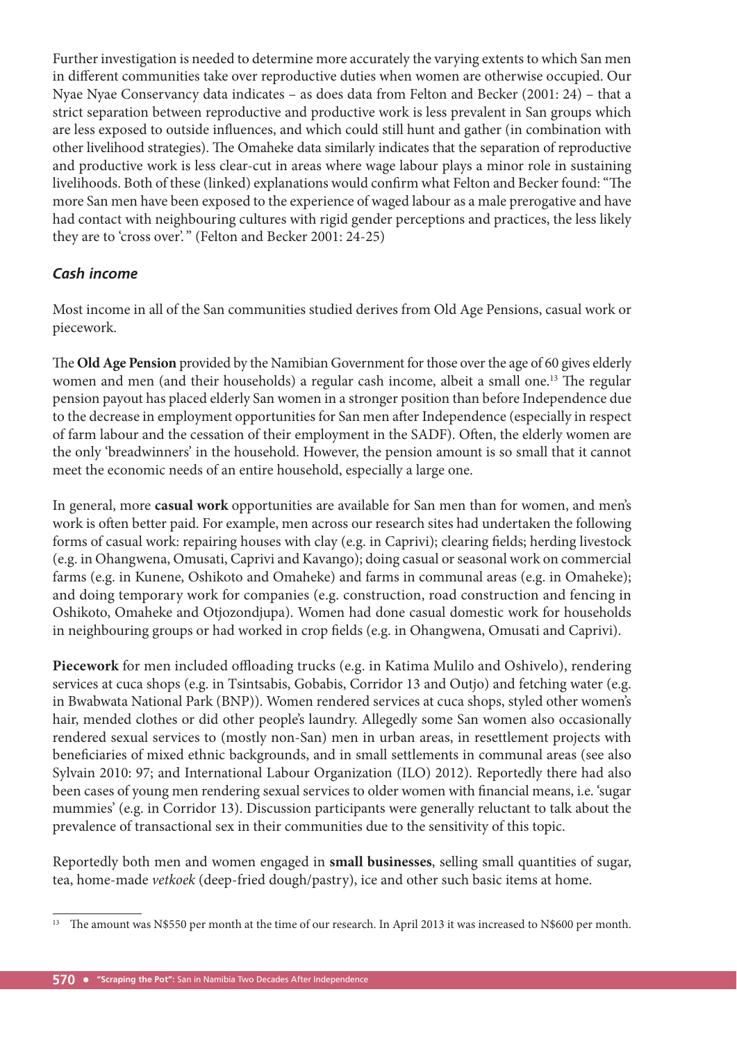Further investigation is needed to determine more accurately the varying extents to which San men in different communities take over reproductive duties when women are otherwise occupied. Our Nyae Nyae Conservancy data indicates – as does data from Felton and Becker (2001: 24) – that a strict separation between reproductive and productive work is less prevalent in San groups which are less exposed to outside influences, and which could still hunt and gather (in combination with other livelihood strategies). The Omaheke data similarly indicates that the separation of reproductive and productive work is less clear-cut in areas where wage labour plays a minor role in sustaining livelihoods. Both of these (linked) explanations would confirm what Felton and Becker found: "The more San men have been exposed to the experience of waged labour as a male prerogative and have had contact with neighbouring cultures with rigid gender perceptions and practices, the less likely they are to 'cross over'." (Felton and Becker 2001: 24-25)

### *Cash income*

Most income in all of the San communities studied derives from Old Age Pensions, casual work or piecework.

The **Old Age Pension** provided by the Namibian Government for those over the age of 60 gives elderly women and men (and their households) a regular cash income, albeit a small one.[13] The regular pension payout has placed elderly San women in a stronger position than before Independence due to the decrease in employment opportunities for San men after Independence (especially in respect of farm labour and the cessation of their employment in the SADF). Often, the elderly women are the only 'breadwinners' in the household. However, the pension amount is so small that it cannot meet the economic needs of an entire household, especially a large one.

In general, more **casual work** opportunities are available for San men than for women, and men's work is often better paid. For example, men across our research sites had undertaken the following forms of casual work: repairing houses with clay (e.g. in Caprivi); clearing fields; herding livestock (e.g. in Ohangwena, Omusati, Caprivi and Kavango); doing casual or seasonal work on commercial farms (e.g. in Kunene, Oshikoto and Omaheke) and farms in communal areas (e.g. in Omaheke); and doing temporary work for companies (e.g. construction, road construction and fencing in Oshikoto, Omaheke and Otjozondjupa). Women had done casual domestic work for households in neighbouring groups or had worked in crop fields (e.g. in Ohangwena, Omusati and Caprivi).

**Piecework** for men included offloading trucks (e.g. in Katima Mulilo and Oshivelo), rendering services at cuca shops (e.g. in Tsintsabis, Gobabis, Corridor 13 and Outjo) and fetching water (e.g. in Bwabwata National Park (BNP)). Women rendered services at cuca shops, styled other women's hair, mended clothes or did other people's laundry. Allegedly some San women also occasionally rendered sexual services to (mostly non-San) men in urban areas, in resettlement projects with beneficiaries of mixed ethnic backgrounds, and in small settlements in communal areas (see also Sylvain 2010: 97; and International Labour Organization (ILO) 2012). Reportedly there had also been cases of young men rendering sexual services to older women with financial means, i.e. 'sugar mummies' (e.g. in Corridor 13). Discussion participants were generally reluctant to talk about the prevalence of transactional sex in their communities due to the sensitivity of this topic.

Reportedly both men and women engaged in **small businesses**, selling small quantities of sugar, tea, home-made *vetkoek* (deep-fried dough/pastry), ice and other such basic items at home.

---

[13] The amount was N$550 per month at the time of our research. In April 2013 it was increased to N$600 per month.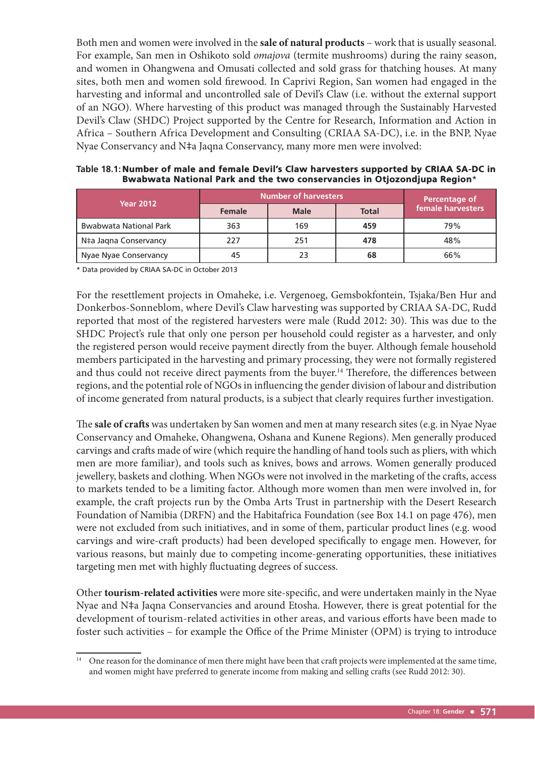Both men and women were involved in the **sale of natural products** – work that is usually seasonal. For example, San men in Oshikoto sold *omajova* (termite mushrooms) during the rainy season, and women in Ohangwena and Omusati collected and sold grass for thatching houses. At many sites, both men and women sold firewood. In Caprivi Region, San women had engaged in the harvesting and informal and uncontrolled sale of Devil's Claw (i.e. without the external support of an NGO). Where harvesting of this product was managed through the Sustainably Harvested Devil's Claw (SHDC) Project supported by the Centre for Research, Information and Action in Africa – Southern Africa Development and Consulting (CRIAA SA-DC), i.e. in the BNP, Nyae Nyae Conservancy and N‡a Jaqna Conservancy, many more men were involved:

**Table 18.1: Number of male and female Devil's Claw harvesters supported by CRIAA SA-DC in Bwabwata National Park and the two conservancies in Otjozondjupa Region***

| Year 2012 | Number of harvesters | | | Percentage of female harvesters |
|---|---|---|---|---|
| | Female | Male | Total | |
| Bwabwata National Park | 363 | 169 | **459** | 79% |
| N‡a Jaqna Conservancy | 227 | 251 | **478** | 48% |
| Nyae Nyae Conservancy | 45 | 23 | **68** | 66% |

\* Data provided by CRIAA SA-DC in October 2013

For the resettlement projects in Omaheke, i.e. Vergenoeg, Gemsbokfontein, Tsjaka/Ben Hur and Donkerbos-Sonneblom, where Devil's Claw harvesting was supported by CRIAA SA-DC, Rudd reported that most of the registered harvesters were male (Rudd 2012: 30). This was due to the SHDC Project's rule that only one person per household could register as a harvester, and only the registered person would receive payment directly from the buyer. Although female household members participated in the harvesting and primary processing, they were not formally registered and thus could not receive direct payments from the buyer.[14] Therefore, the differences between regions, and the potential role of NGOs in influencing the gender division of labour and distribution of income generated from natural products, is a subject that clearly requires further investigation.

The **sale of crafts** was undertaken by San women and men at many research sites (e.g. in Nyae Nyae Conservancy and Omaheke, Ohangwena, Oshana and Kunene Regions). Men generally produced carvings and crafts made of wire (which require the handling of hand tools such as pliers, with which men are more familiar), and tools such as knives, bows and arrows. Women generally produced jewellery, baskets and clothing. When NGOs were not involved in the marketing of the crafts, access to markets tended to be a limiting factor. Although more women than men were involved in, for example, the craft projects run by the Omba Arts Trust in partnership with the Desert Research Foundation of Namibia (DRFN) and the Habitafrica Foundation (see Box 14.1 on page 476), men were not excluded from such initiatives, and in some of them, particular product lines (e.g. wood carvings and wire-craft products) had been developed specifically to engage men. However, for various reasons, but mainly due to competing income-generating opportunities, these initiatives targeting men met with highly fluctuating degrees of success.

Other **tourism-related activities** were more site-specific, and were undertaken mainly in the Nyae Nyae and N‡a Jaqna Conservancies and around Etosha. However, there is great potential for the development of tourism-related activities in other areas, and various efforts have been made to foster such activities – for example the Office of the Prime Minister (OPM) is trying to introduce

[14] One reason for the dominance of men there might have been that craft projects were implemented at the same time, and women might have preferred to generate income from making and selling crafts (see Rudd 2012: 30).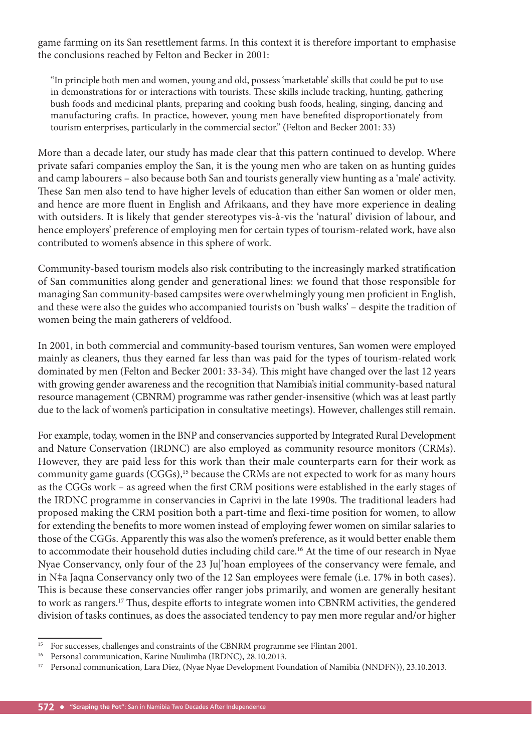game farming on its San resettlement farms. In this context it is therefore important to emphasise the conclusions reached by Felton and Becker in 2001:

> "In principle both men and women, young and old, possess 'marketable' skills that could be put to use in demonstrations for or interactions with tourists. These skills include tracking, hunting, gathering bush foods and medicinal plants, preparing and cooking bush foods, healing, singing, dancing and manufacturing crafts. In practice, however, young men have benefited disproportionately from tourism enterprises, particularly in the commercial sector." (Felton and Becker 2001: 33)

More than a decade later, our study has made clear that this pattern continued to develop. Where private safari companies employ the San, it is the young men who are taken on as hunting guides and camp labourers – also because both San and tourists generally view hunting as a 'male' activity. These San men also tend to have higher levels of education than either San women or older men, and hence are more fluent in English and Afrikaans, and they have more experience in dealing with outsiders. It is likely that gender stereotypes vis-à-vis the 'natural' division of labour, and hence employers' preference of employing men for certain types of tourism-related work, have also contributed to women's absence in this sphere of work.

Community-based tourism models also risk contributing to the increasingly marked stratification of San communities along gender and generational lines: we found that those responsible for managing San community-based campsites were overwhelmingly young men proficient in English, and these were also the guides who accompanied tourists on 'bush walks' – despite the tradition of women being the main gatherers of veldfood.

In 2001, in both commercial and community-based tourism ventures, San women were employed mainly as cleaners, thus they earned far less than was paid for the types of tourism-related work dominated by men (Felton and Becker 2001: 33-34). This might have changed over the last 12 years with growing gender awareness and the recognition that Namibia's initial community-based natural resource management (CBNRM) programme was rather gender-insensitive (which was at least partly due to the lack of women's participation in consultative meetings). However, challenges still remain.

For example, today, women in the BNP and conservancies supported by Integrated Rural Development and Nature Conservation (IRDNC) are also employed as community resource monitors (CRMs). However, they are paid less for this work than their male counterparts earn for their work as community game guards (CGGs),[15] because the CRMs are not expected to work for as many hours as the CGGs work – as agreed when the first CRM positions were established in the early stages of the IRDNC programme in conservancies in Caprivi in the late 1990s. The traditional leaders had proposed making the CRM position both a part-time and flexi-time position for women, to allow for extending the benefits to more women instead of employing fewer women on similar salaries to those of the CGGs. Apparently this was also the women's preference, as it would better enable them to accommodate their household duties including child care.[16] At the time of our research in Nyae Nyae Conservancy, only four of the 23 Ju|'hoan employees of the conservancy were female, and in N‡a Jaqna Conservancy only two of the 12 San employees were female (i.e. 17% in both cases). This is because these conservancies offer ranger jobs primarily, and women are generally hesitant to work as rangers.[17] Thus, despite efforts to integrate women into CBNRM activities, the gendered division of tasks continues, as does the associated tendency to pay men more regular and/or higher

---

[15] For successes, challenges and constraints of the CBNRM programme see Flintan 2001.

[16] Personal communication, Karine Nuulimba (IRDNC), 28.10.2013.

[17] Personal communication, Lara Diez, (Nyae Nyae Development Foundation of Namibia (NNDFN)), 23.10.2013.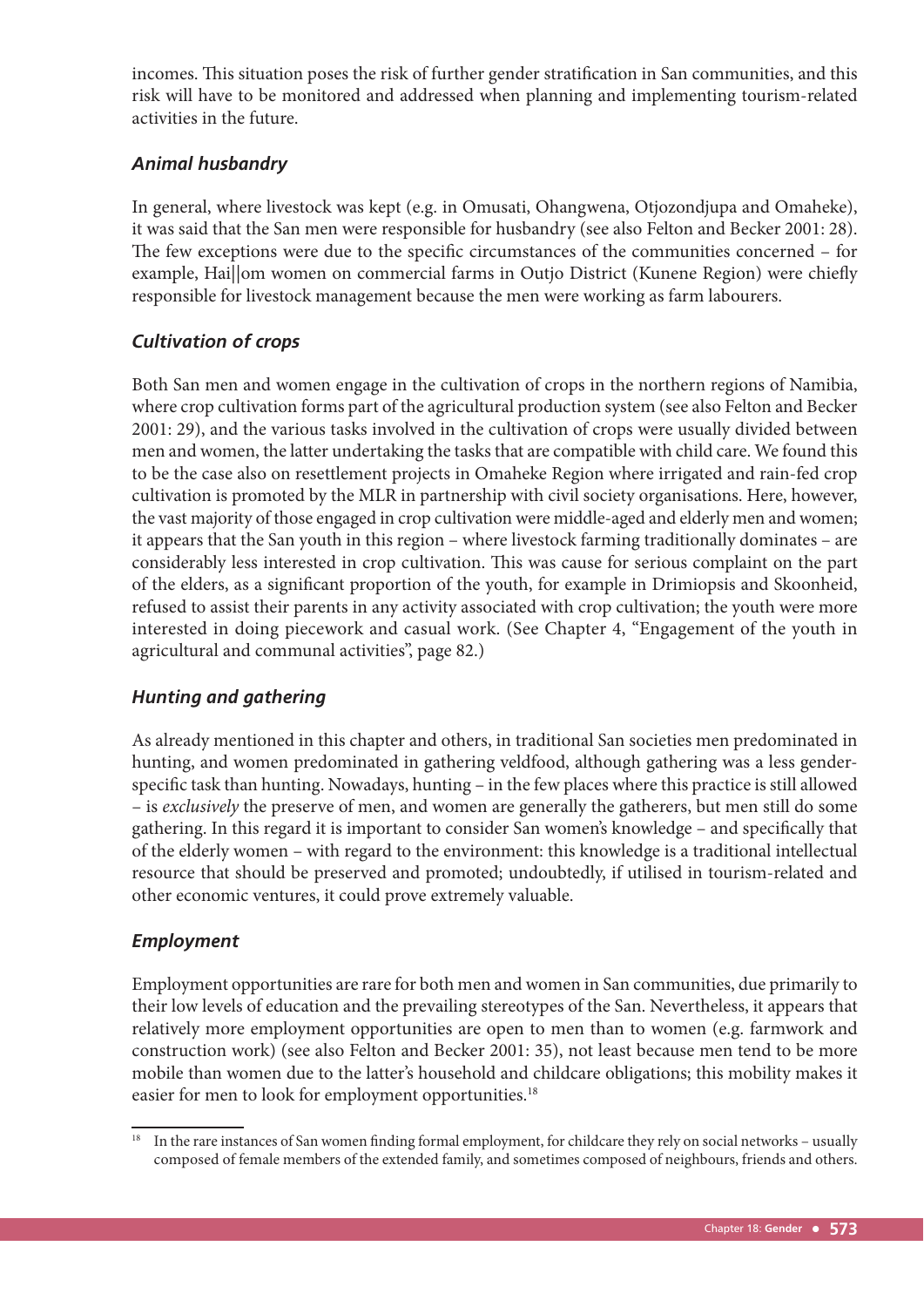incomes. This situation poses the risk of further gender stratification in San communities, and this risk will have to be monitored and addressed when planning and implementing tourism-related activities in the future.

### *Animal husbandry*

In general, where livestock was kept (e.g. in Omusati, Ohangwena, Otjozondjupa and Omaheke), it was said that the San men were responsible for husbandry (see also Felton and Becker 2001: 28). The few exceptions were due to the specific circumstances of the communities concerned – for example, Hai||om women on commercial farms in Outjo District (Kunene Region) were chiefly responsible for livestock management because the men were working as farm labourers.

### *Cultivation of crops*

Both San men and women engage in the cultivation of crops in the northern regions of Namibia, where crop cultivation forms part of the agricultural production system (see also Felton and Becker 2001: 29), and the various tasks involved in the cultivation of crops were usually divided between men and women, the latter undertaking the tasks that are compatible with child care. We found this to be the case also on resettlement projects in Omaheke Region where irrigated and rain-fed crop cultivation is promoted by the MLR in partnership with civil society organisations. Here, however, the vast majority of those engaged in crop cultivation were middle-aged and elderly men and women; it appears that the San youth in this region – where livestock farming traditionally dominates – are considerably less interested in crop cultivation. This was cause for serious complaint on the part of the elders, as a significant proportion of the youth, for example in Drimiopsis and Skoonheid, refused to assist their parents in any activity associated with crop cultivation; the youth were more interested in doing piecework and casual work. (See Chapter 4, "Engagement of the youth in agricultural and communal activities", page 82.)

### *Hunting and gathering*

As already mentioned in this chapter and others, in traditional San societies men predominated in hunting, and women predominated in gathering veldfood, although gathering was a less gender-specific task than hunting. Nowadays, hunting – in the few places where this practice is still allowed – is *exclusively* the preserve of men, and women are generally the gatherers, but men still do some gathering. In this regard it is important to consider San women's knowledge – and specifically that of the elderly women – with regard to the environment: this knowledge is a traditional intellectual resource that should be preserved and promoted; undoubtedly, if utilised in tourism-related and other economic ventures, it could prove extremely valuable.

### *Employment*

Employment opportunities are rare for both men and women in San communities, due primarily to their low levels of education and the prevailing stereotypes of the San. Nevertheless, it appears that relatively more employment opportunities are open to men than to women (e.g. farmwork and construction work) (see also Felton and Becker 2001: 35), not least because men tend to be more mobile than women due to the latter's household and childcare obligations; this mobility makes it easier for men to look for employment opportunities.[18]

[18] In the rare instances of San women finding formal employment, for childcare they rely on social networks – usually composed of female members of the extended family, and sometimes composed of neighbours, friends and others.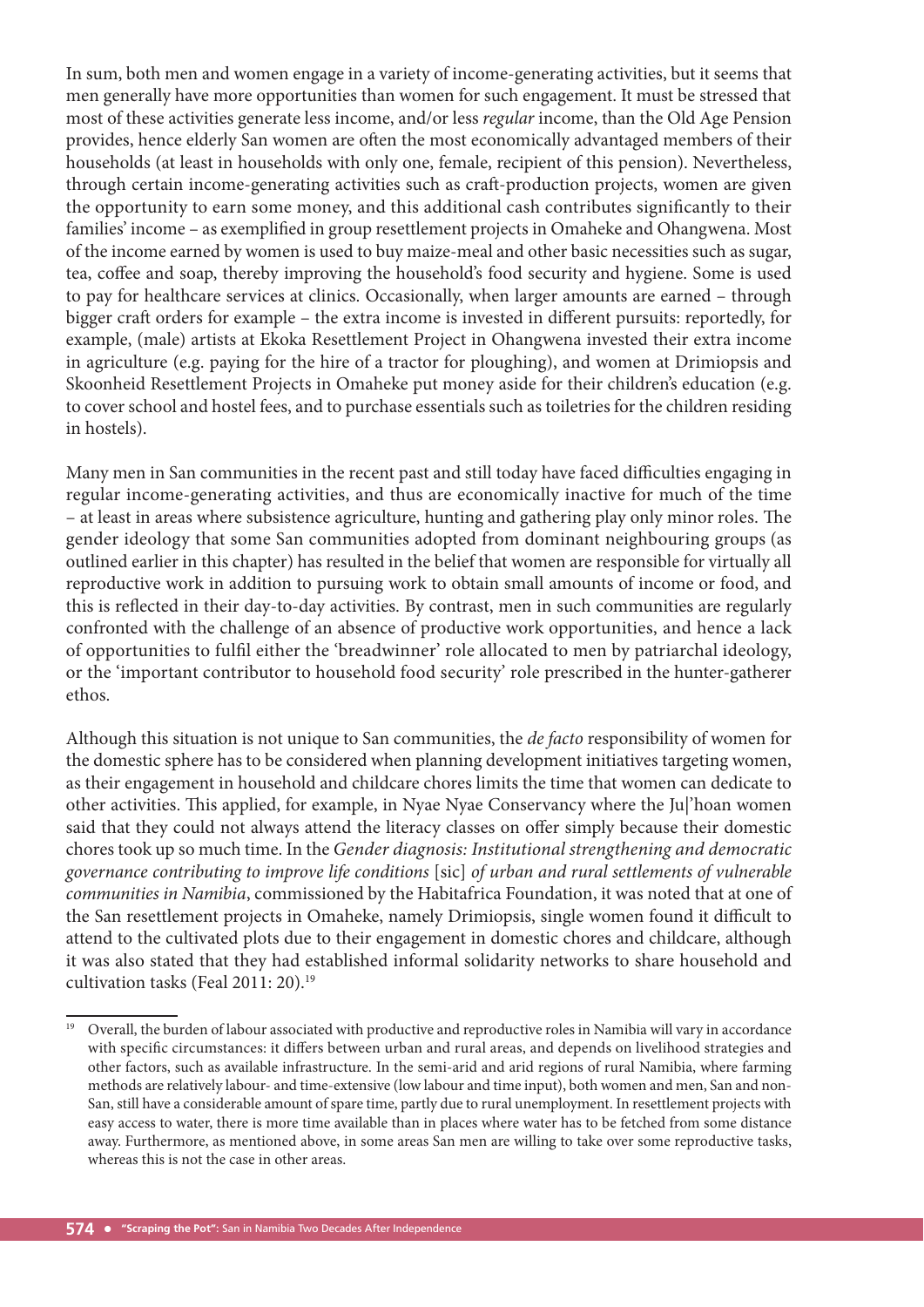In sum, both men and women engage in a variety of income-generating activities, but it seems that men generally have more opportunities than women for such engagement. It must be stressed that most of these activities generate less income, and/or less *regular* income, than the Old Age Pension provides, hence elderly San women are often the most economically advantaged members of their households (at least in households with only one, female, recipient of this pension). Nevertheless, through certain income-generating activities such as craft-production projects, women are given the opportunity to earn some money, and this additional cash contributes significantly to their families' income – as exemplified in group resettlement projects in Omaheke and Ohangwena. Most of the income earned by women is used to buy maize-meal and other basic necessities such as sugar, tea, coffee and soap, thereby improving the household's food security and hygiene. Some is used to pay for healthcare services at clinics. Occasionally, when larger amounts are earned – through bigger craft orders for example – the extra income is invested in different pursuits: reportedly, for example, (male) artists at Ekoka Resettlement Project in Ohangwena invested their extra income in agriculture (e.g. paying for the hire of a tractor for ploughing), and women at Drimiopsis and Skoonheid Resettlement Projects in Omaheke put money aside for their children's education (e.g. to cover school and hostel fees, and to purchase essentials such as toiletries for the children residing in hostels).

Many men in San communities in the recent past and still today have faced difficulties engaging in regular income-generating activities, and thus are economically inactive for much of the time – at least in areas where subsistence agriculture, hunting and gathering play only minor roles. The gender ideology that some San communities adopted from dominant neighbouring groups (as outlined earlier in this chapter) has resulted in the belief that women are responsible for virtually all reproductive work in addition to pursuing work to obtain small amounts of income or food, and this is reflected in their day-to-day activities. By contrast, men in such communities are regularly confronted with the challenge of an absence of productive work opportunities, and hence a lack of opportunities to fulfil either the 'breadwinner' role allocated to men by patriarchal ideology, or the 'important contributor to household food security' role prescribed in the hunter-gatherer ethos.

Although this situation is not unique to San communities, the *de facto* responsibility of women for the domestic sphere has to be considered when planning development initiatives targeting women, as their engagement in household and childcare chores limits the time that women can dedicate to other activities. This applied, for example, in Nyae Nyae Conservancy where the Ju|'hoan women said that they could not always attend the literacy classes on offer simply because their domestic chores took up so much time. In the *Gender diagnosis: Institutional strengthening and democratic governance contributing to improve life conditions* [sic] *of urban and rural settlements of vulnerable communities in Namibia*, commissioned by the Habitafrica Foundation, it was noted that at one of the San resettlement projects in Omaheke, namely Drimiopsis, single women found it difficult to attend to the cultivated plots due to their engagement in domestic chores and childcare, although it was also stated that they had established informal solidarity networks to share household and cultivation tasks (Feal 2011: 20).[19]

---

[19] Overall, the burden of labour associated with productive and reproductive roles in Namibia will vary in accordance with specific circumstances: it differs between urban and rural areas, and depends on livelihood strategies and other factors, such as available infrastructure. In the semi-arid and arid regions of rural Namibia, where farming methods are relatively labour- and time-extensive (low labour and time input), both women and men, San and non-San, still have a considerable amount of spare time, partly due to rural unemployment. In resettlement projects with easy access to water, there is more time available than in places where water has to be fetched from some distance away. Furthermore, as mentioned above, in some areas San men are willing to take over some reproductive tasks, whereas this is not the case in other areas.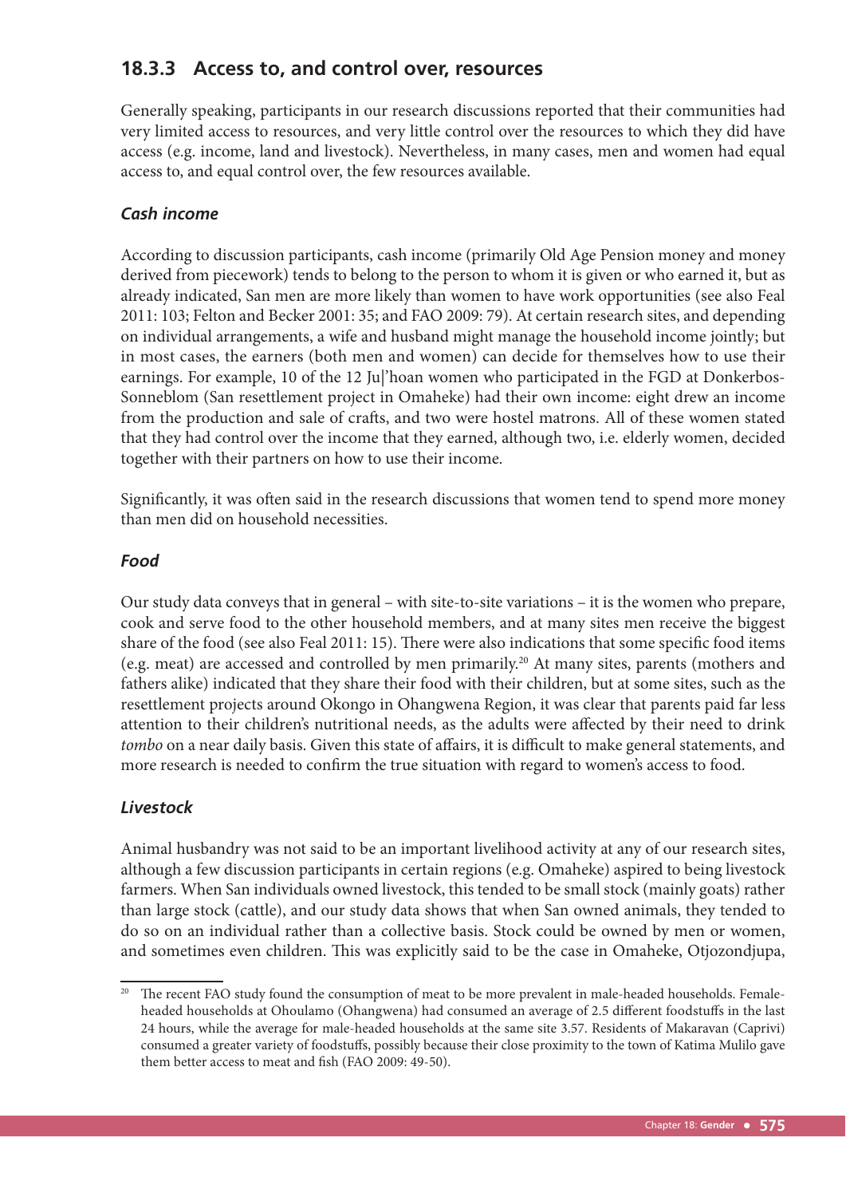### 18.3.3 Access to, and control over, resources

Generally speaking, participants in our research discussions reported that their communities had very limited access to resources, and very little control over the resources to which they did have access (e.g. income, land and livestock). Nevertheless, in many cases, men and women had equal access to, and equal control over, the few resources available.

#### *Cash income*

According to discussion participants, cash income (primarily Old Age Pension money and money derived from piecework) tends to belong to the person to whom it is given or who earned it, but as already indicated, San men are more likely than women to have work opportunities (see also Feal 2011: 103; Felton and Becker 2001: 35; and FAO 2009: 79). At certain research sites, and depending on individual arrangements, a wife and husband might manage the household income jointly; but in most cases, the earners (both men and women) can decide for themselves how to use their earnings. For example, 10 of the 12 Ju|'hoan women who participated in the FGD at Donkerbos-Sonneblom (San resettlement project in Omaheke) had their own income: eight drew an income from the production and sale of crafts, and two were hostel matrons. All of these women stated that they had control over the income that they earned, although two, i.e. elderly women, decided together with their partners on how to use their income.

Significantly, it was often said in the research discussions that women tend to spend more money than men did on household necessities.

#### *Food*

Our study data conveys that in general – with site-to-site variations – it is the women who prepare, cook and serve food to the other household members, and at many sites men receive the biggest share of the food (see also Feal 2011: 15). There were also indications that some specific food items (e.g. meat) are accessed and controlled by men primarily.[20] At many sites, parents (mothers and fathers alike) indicated that they share their food with their children, but at some sites, such as the resettlement projects around Okongo in Ohangwena Region, it was clear that parents paid far less attention to their children's nutritional needs, as the adults were affected by their need to drink *tombo* on a near daily basis. Given this state of affairs, it is difficult to make general statements, and more research is needed to confirm the true situation with regard to women's access to food.

#### *Livestock*

Animal husbandry was not said to be an important livelihood activity at any of our research sites, although a few discussion participants in certain regions (e.g. Omaheke) aspired to being livestock farmers. When San individuals owned livestock, this tended to be small stock (mainly goats) rather than large stock (cattle), and our study data shows that when San owned animals, they tended to do so on an individual rather than a collective basis. Stock could be owned by men or women, and sometimes even children. This was explicitly said to be the case in Omaheke, Otjozondjupa,

---

[20] The recent FAO study found the consumption of meat to be more prevalent in male-headed households. Female-headed households at Ohoulamo (Ohangwena) had consumed an average of 2.5 different foodstuffs in the last 24 hours, while the average for male-headed households at the same site 3.57. Residents of Makaravan (Caprivi) consumed a greater variety of foodstuffs, possibly because their close proximity to the town of Katima Mulilo gave them better access to meat and fish (FAO 2009: 49-50).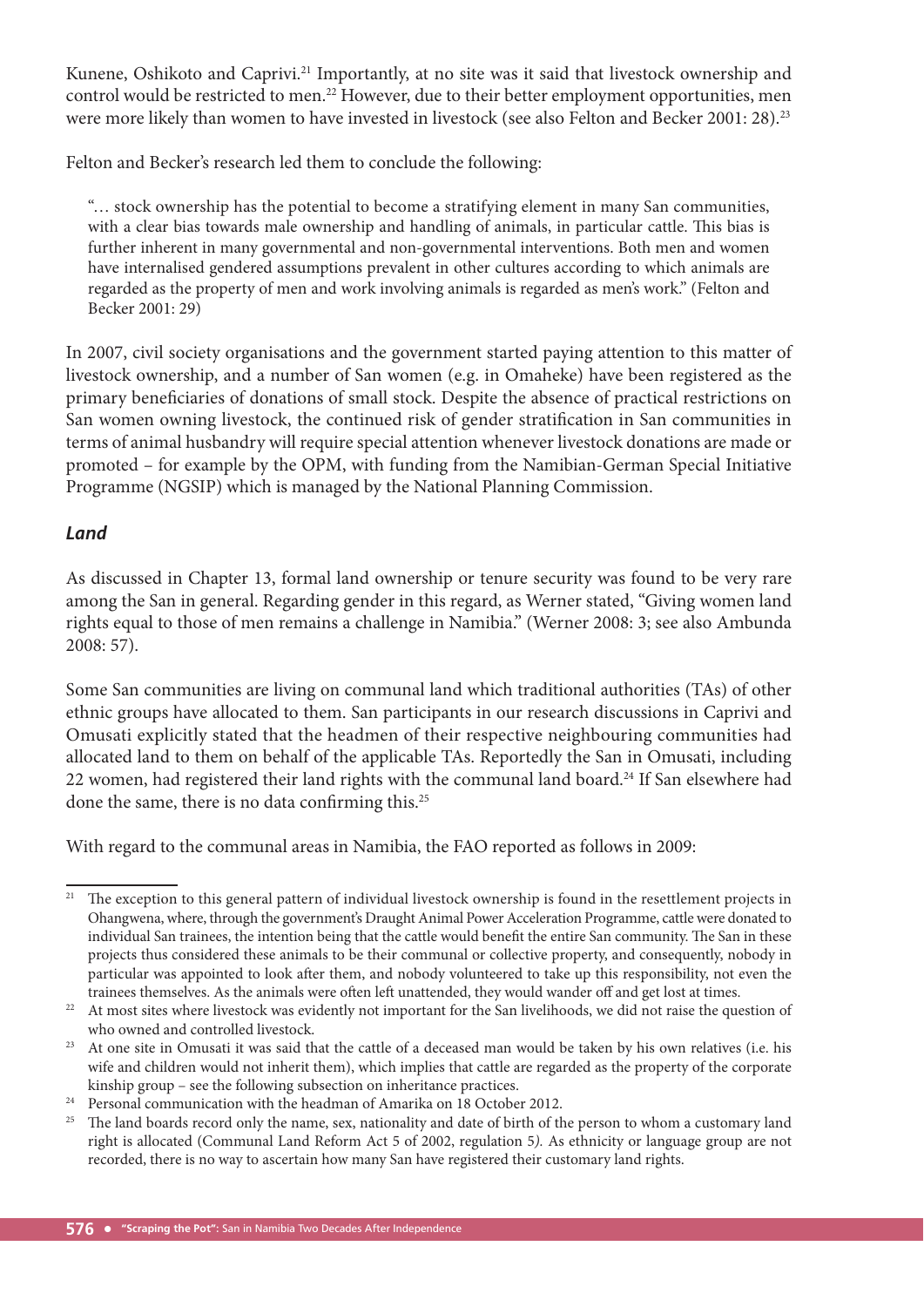Kunene, Oshikoto and Caprivi.[21] Importantly, at no site was it said that livestock ownership and control would be restricted to men.[22] However, due to their better employment opportunities, men were more likely than women to have invested in livestock (see also Felton and Becker 2001: 28).[23]

Felton and Becker's research led them to conclude the following:

> "… stock ownership has the potential to become a stratifying element in many San communities, with a clear bias towards male ownership and handling of animals, in particular cattle. This bias is further inherent in many governmental and non-governmental interventions. Both men and women have internalised gendered assumptions prevalent in other cultures according to which animals are regarded as the property of men and work involving animals is regarded as men's work." (Felton and Becker 2001: 29)

In 2007, civil society organisations and the government started paying attention to this matter of livestock ownership, and a number of San women (e.g. in Omaheke) have been registered as the primary beneficiaries of donations of small stock. Despite the absence of practical restrictions on San women owning livestock, the continued risk of gender stratification in San communities in terms of animal husbandry will require special attention whenever livestock donations are made or promoted – for example by the OPM, with funding from the Namibian-German Special Initiative Programme (NGSIP) which is managed by the National Planning Commission.

### *Land*

As discussed in Chapter 13, formal land ownership or tenure security was found to be very rare among the San in general. Regarding gender in this regard, as Werner stated, "Giving women land rights equal to those of men remains a challenge in Namibia." (Werner 2008: 3; see also Ambunda 2008: 57).

Some San communities are living on communal land which traditional authorities (TAs) of other ethnic groups have allocated to them. San participants in our research discussions in Caprivi and Omusati explicitly stated that the headmen of their respective neighbouring communities had allocated land to them on behalf of the applicable TAs. Reportedly the San in Omusati, including 22 women, had registered their land rights with the communal land board.[24] If San elsewhere had done the same, there is no data confirming this.[25]

With regard to the communal areas in Namibia, the FAO reported as follows in 2009:

---

[21] The exception to this general pattern of individual livestock ownership is found in the resettlement projects in Ohangwena, where, through the government's Draught Animal Power Acceleration Programme, cattle were donated to individual San trainees, the intention being that the cattle would benefit the entire San community. The San in these projects thus considered these animals to be their communal or collective property, and consequently, nobody in particular was appointed to look after them, and nobody volunteered to take up this responsibility, not even the trainees themselves. As the animals were often left unattended, they would wander off and get lost at times.

[22] At most sites where livestock was evidently not important for the San livelihoods, we did not raise the question of who owned and controlled livestock.

[23] At one site in Omusati it was said that the cattle of a deceased man would be taken by his own relatives (i.e. his wife and children would not inherit them), which implies that cattle are regarded as the property of the corporate kinship group – see the following subsection on inheritance practices.

[24] Personal communication with the headman of Amarika on 18 October 2012.

[25] The land boards record only the name, sex, nationality and date of birth of the person to whom a customary land right is allocated (Communal Land Reform Act 5 of 2002, regulation 5). As ethnicity or language group are not recorded, there is no way to ascertain how many San have registered their customary land rights.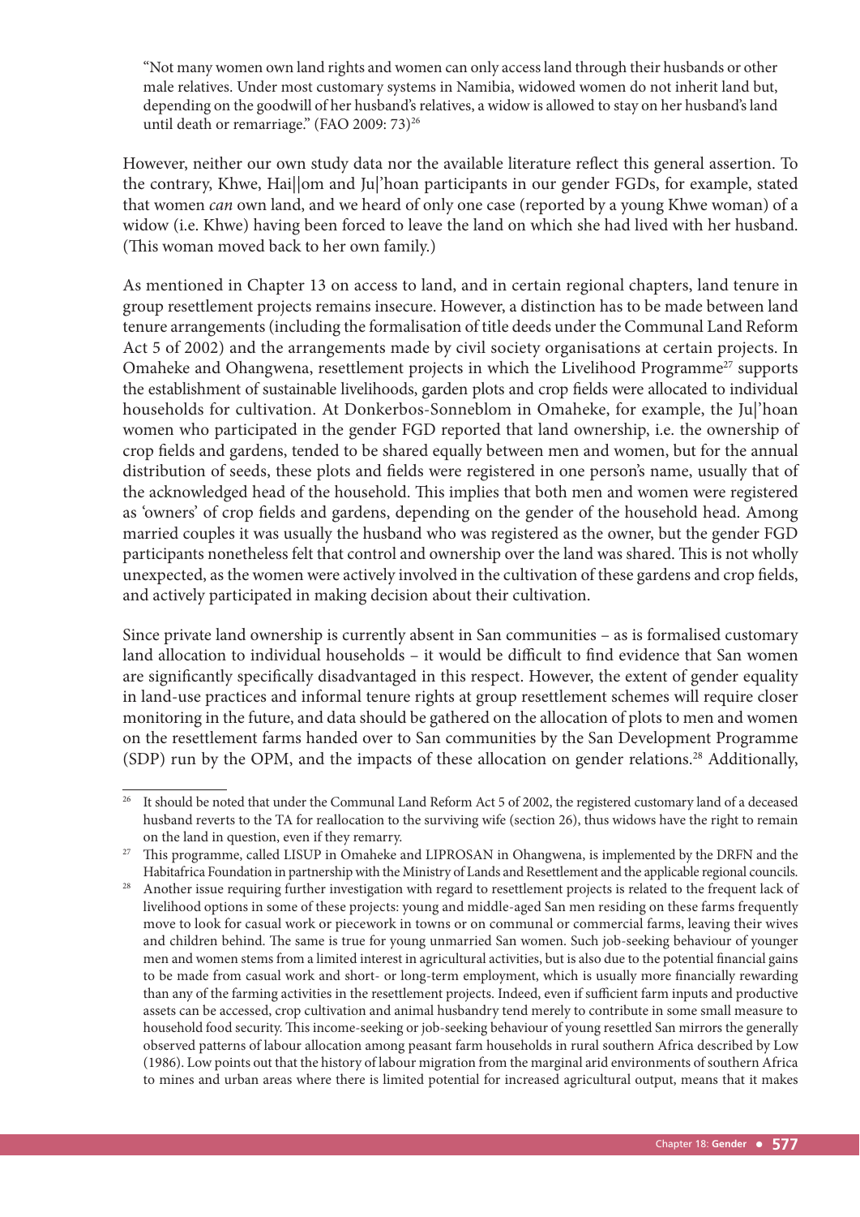"Not many women own land rights and women can only access land through their husbands or other male relatives. Under most customary systems in Namibia, widowed women do not inherit land but, depending on the goodwill of her husband's relatives, a widow is allowed to stay on her husband's land until death or remarriage." (FAO 2009: 73)[26]

However, neither our own study data nor the available literature reflect this general assertion. To the contrary, Khwe, Hai||om and Ju|'hoan participants in our gender FGDs, for example, stated that women *can* own land, and we heard of only one case (reported by a young Khwe woman) of a widow (i.e. Khwe) having been forced to leave the land on which she had lived with her husband. (This woman moved back to her own family.)

As mentioned in Chapter 13 on access to land, and in certain regional chapters, land tenure in group resettlement projects remains insecure. However, a distinction has to be made between land tenure arrangements (including the formalisation of title deeds under the Communal Land Reform Act 5 of 2002) and the arrangements made by civil society organisations at certain projects. In Omaheke and Ohangwena, resettlement projects in which the Livelihood Programme[27] supports the establishment of sustainable livelihoods, garden plots and crop fields were allocated to individual households for cultivation. At Donkerbos-Sonneblom in Omaheke, for example, the Ju|'hoan women who participated in the gender FGD reported that land ownership, i.e. the ownership of crop fields and gardens, tended to be shared equally between men and women, but for the annual distribution of seeds, these plots and fields were registered in one person's name, usually that of the acknowledged head of the household. This implies that both men and women were registered as 'owners' of crop fields and gardens, depending on the gender of the household head. Among married couples it was usually the husband who was registered as the owner, but the gender FGD participants nonetheless felt that control and ownership over the land was shared. This is not wholly unexpected, as the women were actively involved in the cultivation of these gardens and crop fields, and actively participated in making decision about their cultivation.

Since private land ownership is currently absent in San communities – as is formalised customary land allocation to individual households – it would be difficult to find evidence that San women are significantly specifically disadvantaged in this respect. However, the extent of gender equality in land-use practices and informal tenure rights at group resettlement schemes will require closer monitoring in the future, and data should be gathered on the allocation of plots to men and women on the resettlement farms handed over to San communities by the San Development Programme (SDP) run by the OPM, and the impacts of these allocation on gender relations.[28] Additionally,

---

[26] It should be noted that under the Communal Land Reform Act 5 of 2002, the registered customary land of a deceased husband reverts to the TA for reallocation to the surviving wife (section 26), thus widows have the right to remain on the land in question, even if they remarry.

[27] This programme, called LISUP in Omaheke and LIPROSAN in Ohangwena, is implemented by the DRFN and the Habitafrica Foundation in partnership with the Ministry of Lands and Resettlement and the applicable regional councils.

[28] Another issue requiring further investigation with regard to resettlement projects is related to the frequent lack of livelihood options in some of these projects: young and middle-aged San men residing on these farms frequently move to look for casual work or piecework in towns or on communal or commercial farms, leaving their wives and children behind. The same is true for young unmarried San women. Such job-seeking behaviour of younger men and women stems from a limited interest in agricultural activities, but is also due to the potential financial gains to be made from casual work and short- or long-term employment, which is usually more financially rewarding than any of the farming activities in the resettlement projects. Indeed, even if sufficient farm inputs and productive assets can be accessed, crop cultivation and animal husbandry tend merely to contribute in some small measure to household food security. This income-seeking or job-seeking behaviour of young resettled San mirrors the generally observed patterns of labour allocation among peasant farm households in rural southern Africa described by Low (1986). Low points out that the history of labour migration from the marginal arid environments of southern Africa to mines and urban areas where there is limited potential for increased agricultural output, means that it makes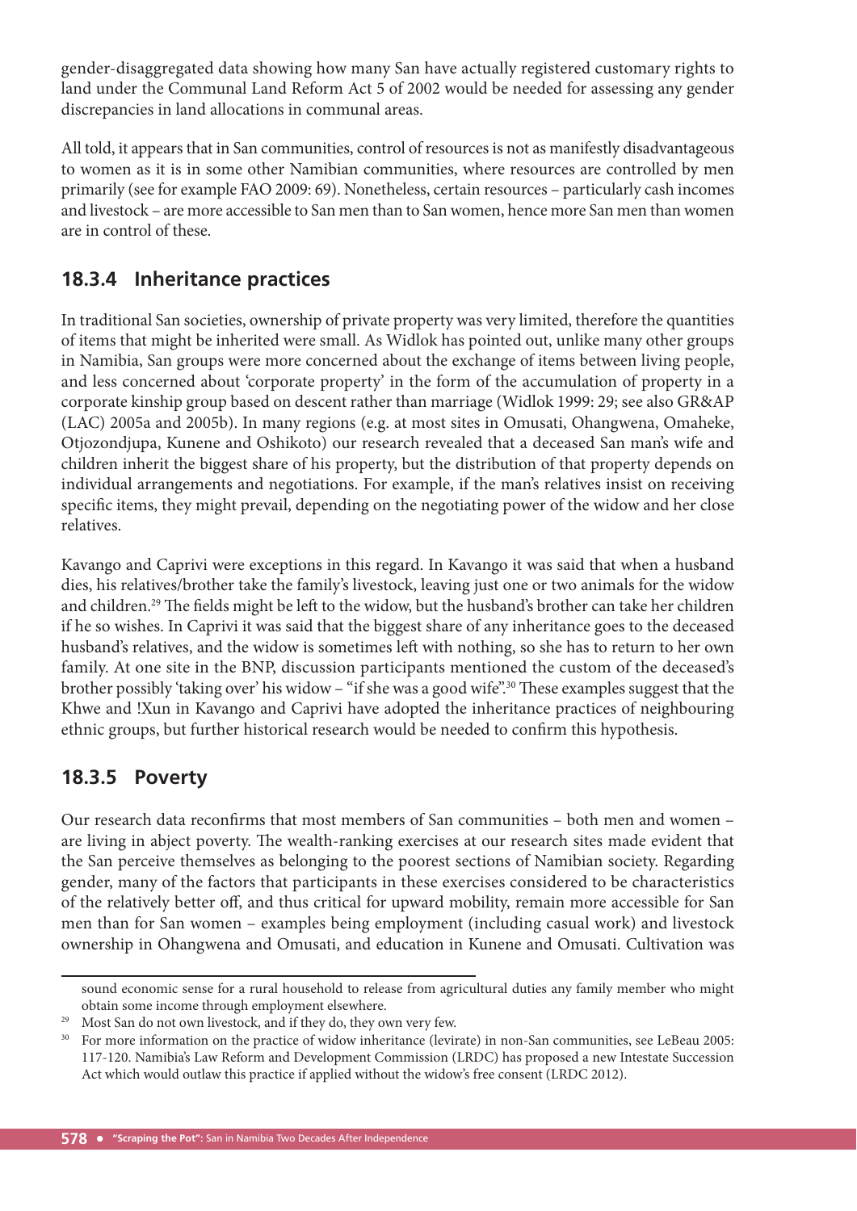gender-disaggregated data showing how many San have actually registered customary rights to land under the Communal Land Reform Act 5 of 2002 would be needed for assessing any gender discrepancies in land allocations in communal areas.

All told, it appears that in San communities, control of resources is not as manifestly disadvantageous to women as it is in some other Namibian communities, where resources are controlled by men primarily (see for example FAO 2009: 69). Nonetheless, certain resources – particularly cash incomes and livestock – are more accessible to San men than to San women, hence more San men than women are in control of these.

### 18.3.4 Inheritance practices

In traditional San societies, ownership of private property was very limited, therefore the quantities of items that might be inherited were small. As Widlok has pointed out, unlike many other groups in Namibia, San groups were more concerned about the exchange of items between living people, and less concerned about 'corporate property' in the form of the accumulation of property in a corporate kinship group based on descent rather than marriage (Widlok 1999: 29; see also GR&AP (LAC) 2005a and 2005b). In many regions (e.g. at most sites in Omusati, Ohangwena, Omaheke, Otjozondjupa, Kunene and Oshikoto) our research revealed that a deceased San man's wife and children inherit the biggest share of his property, but the distribution of that property depends on individual arrangements and negotiations. For example, if the man's relatives insist on receiving specific items, they might prevail, depending on the negotiating power of the widow and her close relatives.

Kavango and Caprivi were exceptions in this regard. In Kavango it was said that when a husband dies, his relatives/brother take the family's livestock, leaving just one or two animals for the widow and children.[29] The fields might be left to the widow, but the husband's brother can take her children if he so wishes. In Caprivi it was said that the biggest share of any inheritance goes to the deceased husband's relatives, and the widow is sometimes left with nothing, so she has to return to her own family. At one site in the BNP, discussion participants mentioned the custom of the deceased's brother possibly 'taking over' his widow – "if she was a good wife".[30] These examples suggest that the Khwe and !Xun in Kavango and Caprivi have adopted the inheritance practices of neighbouring ethnic groups, but further historical research would be needed to confirm this hypothesis.

### 18.3.5 Poverty

Our research data reconfirms that most members of San communities – both men and women – are living in abject poverty. The wealth-ranking exercises at our research sites made evident that the San perceive themselves as belonging to the poorest sections of Namibian society. Regarding gender, many of the factors that participants in these exercises considered to be characteristics of the relatively better off, and thus critical for upward mobility, remain more accessible for San men than for San women – examples being employment (including casual work) and livestock ownership in Ohangwena and Omusati, and education in Kunene and Omusati. Cultivation was

---

sound economic sense for a rural household to release from agricultural duties any family member who might obtain some income through employment elsewhere.

[29] Most San do not own livestock, and if they do, they own very few.

[30] For more information on the practice of widow inheritance (levirate) in non-San communities, see LeBeau 2005: 117-120. Namibia's Law Reform and Development Commission (LRDC) has proposed a new Intestate Succession Act which would outlaw this practice if applied without the widow's free consent (LRDC 2012).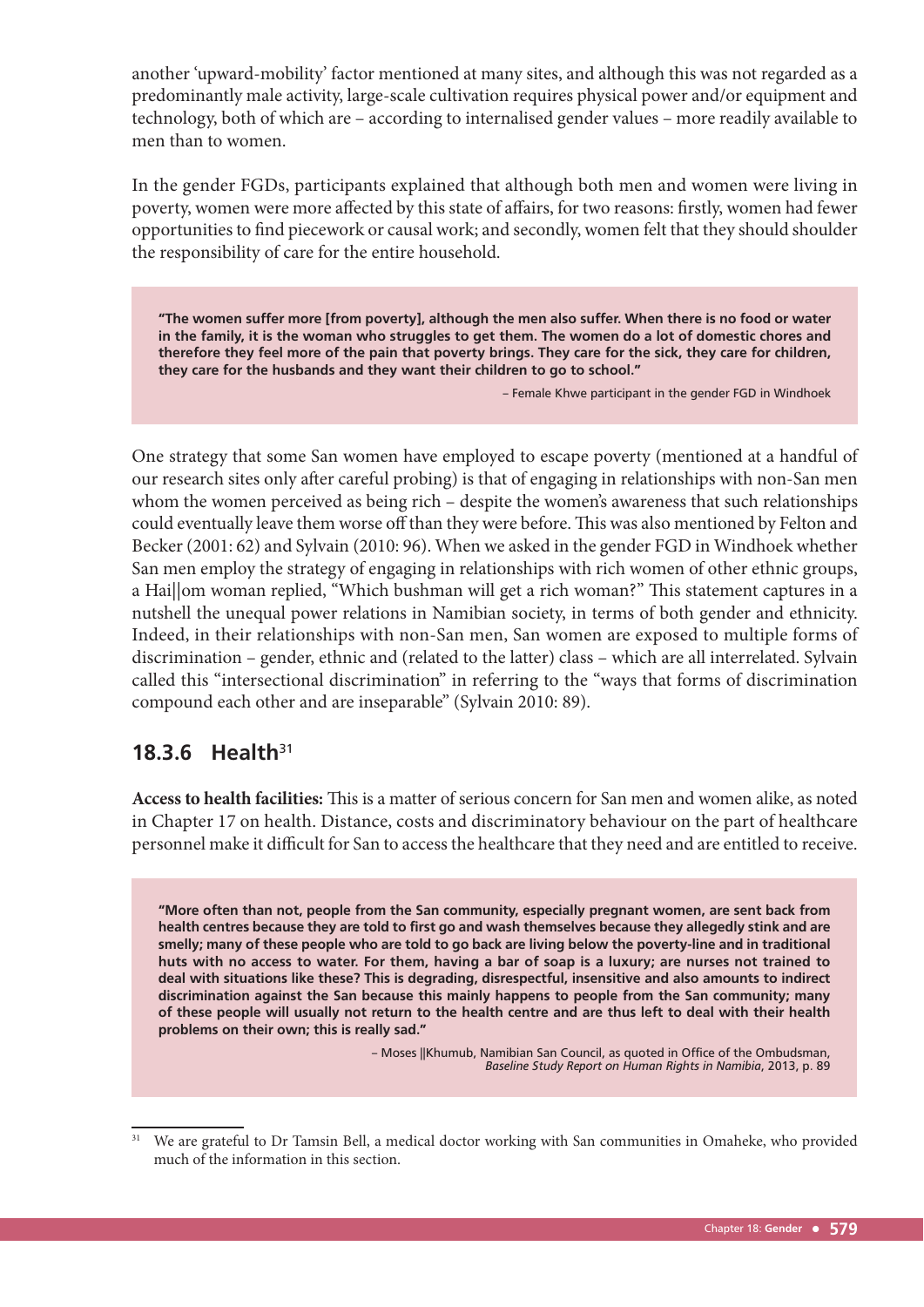another 'upward-mobility' factor mentioned at many sites, and although this was not regarded as a predominantly male activity, large-scale cultivation requires physical power and/or equipment and technology, both of which are – according to internalised gender values – more readily available to men than to women.

In the gender FGDs, participants explained that although both men and women were living in poverty, women were more affected by this state of affairs, for two reasons: firstly, women had fewer opportunities to find piecework or causal work; and secondly, women felt that they should shoulder the responsibility of care for the entire household.

> **"The women suffer more [from poverty], although the men also suffer. When there is no food or water in the family, it is the woman who struggles to get them. The women do a lot of domestic chores and therefore they feel more of the pain that poverty brings. They care for the sick, they care for children, they care for the husbands and they want their children to go to school."**
>
> – Female Khwe participant in the gender FGD in Windhoek

One strategy that some San women have employed to escape poverty (mentioned at a handful of our research sites only after careful probing) is that of engaging in relationships with non-San men whom the women perceived as being rich – despite the women's awareness that such relationships could eventually leave them worse off than they were before. This was also mentioned by Felton and Becker (2001: 62) and Sylvain (2010: 96). When we asked in the gender FGD in Windhoek whether San men employ the strategy of engaging in relationships with rich women of other ethnic groups, a Hai||om woman replied, "Which bushman will get a rich woman?" This statement captures in a nutshell the unequal power relations in Namibian society, in terms of both gender and ethnicity. Indeed, in their relationships with non-San men, San women are exposed to multiple forms of discrimination – gender, ethnic and (related to the latter) class – which are all interrelated. Sylvain called this "intersectional discrimination" in referring to the "ways that forms of discrimination compound each other and are inseparable" (Sylvain 2010: 89).

## 18.3.6 Health[31]

**Access to health facilities:** This is a matter of serious concern for San men and women alike, as noted in Chapter 17 on health. Distance, costs and discriminatory behaviour on the part of healthcare personnel make it difficult for San to access the healthcare that they need and are entitled to receive.

> **"More often than not, people from the San community, especially pregnant women, are sent back from health centres because they are told to first go and wash themselves because they allegedly stink and are smelly; many of these people who are told to go back are living below the poverty-line and in traditional huts with no access to water. For them, having a bar of soap is a luxury; are nurses not trained to deal with situations like these? This is degrading, disrespectful, insensitive and also amounts to indirect discrimination against the San because this mainly happens to people from the San community; many of these people will usually not return to the health centre and are thus left to deal with their health problems on their own; this is really sad."**
>
> – Moses ||Khumub, Namibian San Council, as quoted in Office of the Ombudsman, *Baseline Study Report on Human Rights in Namibia*, 2013, p. 89

[31] We are grateful to Dr Tamsin Bell, a medical doctor working with San communities in Omaheke, who provided much of the information in this section.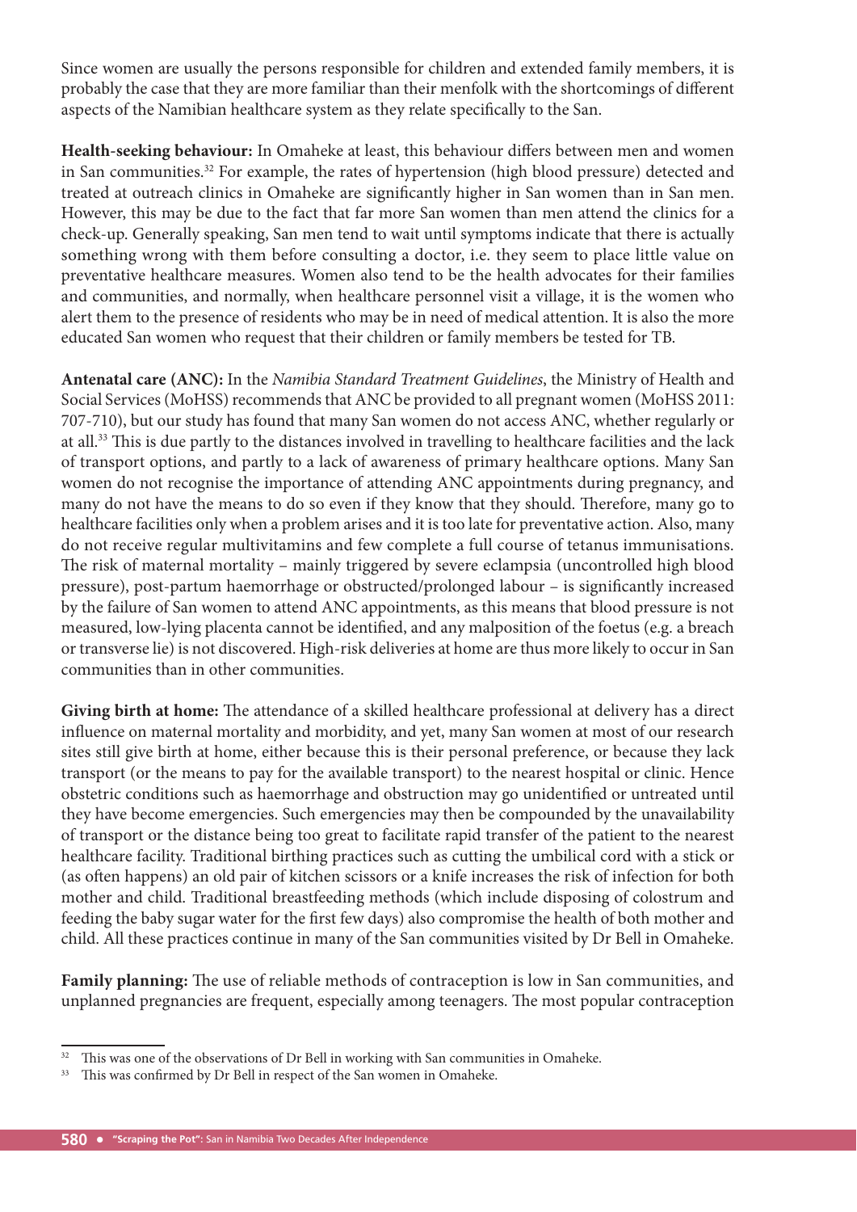Since women are usually the persons responsible for children and extended family members, it is probably the case that they are more familiar than their menfolk with the shortcomings of different aspects of the Namibian healthcare system as they relate specifically to the San.

**Health-seeking behaviour:** In Omaheke at least, this behaviour differs between men and women in San communities.[32] For example, the rates of hypertension (high blood pressure) detected and treated at outreach clinics in Omaheke are significantly higher in San women than in San men. However, this may be due to the fact that far more San women than men attend the clinics for a check-up. Generally speaking, San men tend to wait until symptoms indicate that there is actually something wrong with them before consulting a doctor, i.e. they seem to place little value on preventative healthcare measures. Women also tend to be the health advocates for their families and communities, and normally, when healthcare personnel visit a village, it is the women who alert them to the presence of residents who may be in need of medical attention. It is also the more educated San women who request that their children or family members be tested for TB.

**Antenatal care (ANC):** In the *Namibia Standard Treatment Guidelines*, the Ministry of Health and Social Services (MoHSS) recommends that ANC be provided to all pregnant women (MoHSS 2011: 707-710), but our study has found that many San women do not access ANC, whether regularly or at all.[33] This is due partly to the distances involved in travelling to healthcare facilities and the lack of transport options, and partly to a lack of awareness of primary healthcare options. Many San women do not recognise the importance of attending ANC appointments during pregnancy, and many do not have the means to do so even if they know that they should. Therefore, many go to healthcare facilities only when a problem arises and it is too late for preventative action. Also, many do not receive regular multivitamins and few complete a full course of tetanus immunisations. The risk of maternal mortality – mainly triggered by severe eclampsia (uncontrolled high blood pressure), post-partum haemorrhage or obstructed/prolonged labour – is significantly increased by the failure of San women to attend ANC appointments, as this means that blood pressure is not measured, low-lying placenta cannot be identified, and any malposition of the foetus (e.g. a breach or transverse lie) is not discovered. High-risk deliveries at home are thus more likely to occur in San communities than in other communities.

**Giving birth at home:** The attendance of a skilled healthcare professional at delivery has a direct influence on maternal mortality and morbidity, and yet, many San women at most of our research sites still give birth at home, either because this is their personal preference, or because they lack transport (or the means to pay for the available transport) to the nearest hospital or clinic. Hence obstetric conditions such as haemorrhage and obstruction may go unidentified or untreated until they have become emergencies. Such emergencies may then be compounded by the unavailability of transport or the distance being too great to facilitate rapid transfer of the patient to the nearest healthcare facility. Traditional birthing practices such as cutting the umbilical cord with a stick or (as often happens) an old pair of kitchen scissors or a knife increases the risk of infection for both mother and child. Traditional breastfeeding methods (which include disposing of colostrum and feeding the baby sugar water for the first few days) also compromise the health of both mother and child. All these practices continue in many of the San communities visited by Dr Bell in Omaheke.

**Family planning:** The use of reliable methods of contraception is low in San communities, and unplanned pregnancies are frequent, especially among teenagers. The most popular contraception

---

[32] This was one of the observations of Dr Bell in working with San communities in Omaheke.

[33] This was confirmed by Dr Bell in respect of the San women in Omaheke.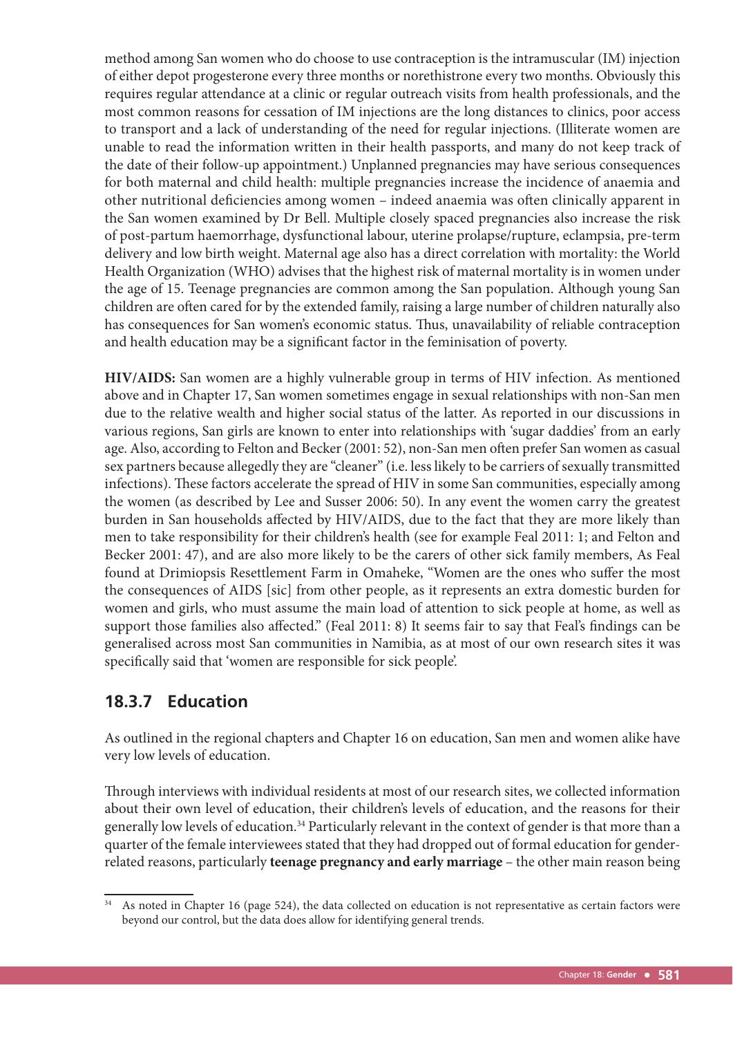method among San women who do choose to use contraception is the intramuscular (IM) injection of either depot progesterone every three months or norethistrone every two months. Obviously this requires regular attendance at a clinic or regular outreach visits from health professionals, and the most common reasons for cessation of IM injections are the long distances to clinics, poor access to transport and a lack of understanding of the need for regular injections. (Illiterate women are unable to read the information written in their health passports, and many do not keep track of the date of their follow-up appointment.) Unplanned pregnancies may have serious consequences for both maternal and child health: multiple pregnancies increase the incidence of anaemia and other nutritional deficiencies among women – indeed anaemia was often clinically apparent in the San women examined by Dr Bell. Multiple closely spaced pregnancies also increase the risk of post-partum haemorrhage, dysfunctional labour, uterine prolapse/rupture, eclampsia, pre-term delivery and low birth weight. Maternal age also has a direct correlation with mortality: the World Health Organization (WHO) advises that the highest risk of maternal mortality is in women under the age of 15. Teenage pregnancies are common among the San population. Although young San children are often cared for by the extended family, raising a large number of children naturally also has consequences for San women's economic status. Thus, unavailability of reliable contraception and health education may be a significant factor in the feminisation of poverty.

**HIV/AIDS:** San women are a highly vulnerable group in terms of HIV infection. As mentioned above and in Chapter 17, San women sometimes engage in sexual relationships with non-San men due to the relative wealth and higher social status of the latter. As reported in our discussions in various regions, San girls are known to enter into relationships with 'sugar daddies' from an early age. Also, according to Felton and Becker (2001: 52), non-San men often prefer San women as casual sex partners because allegedly they are "cleaner" (i.e. less likely to be carriers of sexually transmitted infections). These factors accelerate the spread of HIV in some San communities, especially among the women (as described by Lee and Susser 2006: 50). In any event the women carry the greatest burden in San households affected by HIV/AIDS, due to the fact that they are more likely than men to take responsibility for their children's health (see for example Feal 2011: 1; and Felton and Becker 2001: 47), and are also more likely to be the carers of other sick family members, As Feal found at Drimiopsis Resettlement Farm in Omaheke, "Women are the ones who suffer the most the consequences of AIDS [sic] from other people, as it represents an extra domestic burden for women and girls, who must assume the main load of attention to sick people at home, as well as support those families also affected." (Feal 2011: 8) It seems fair to say that Feal's findings can be generalised across most San communities in Namibia, as at most of our own research sites it was specifically said that 'women are responsible for sick people'.

### 18.3.7 Education

As outlined in the regional chapters and Chapter 16 on education, San men and women alike have very low levels of education.

Through interviews with individual residents at most of our research sites, we collected information about their own level of education, their children's levels of education, and the reasons for their generally low levels of education.[34] Particularly relevant in the context of gender is that more than a quarter of the female interviewees stated that they had dropped out of formal education for gender-related reasons, particularly **teenage pregnancy and early marriage** – the other main reason being

---

[34] As noted in Chapter 16 (page 524), the data collected on education is not representative as certain factors were beyond our control, but the data does allow for identifying general trends.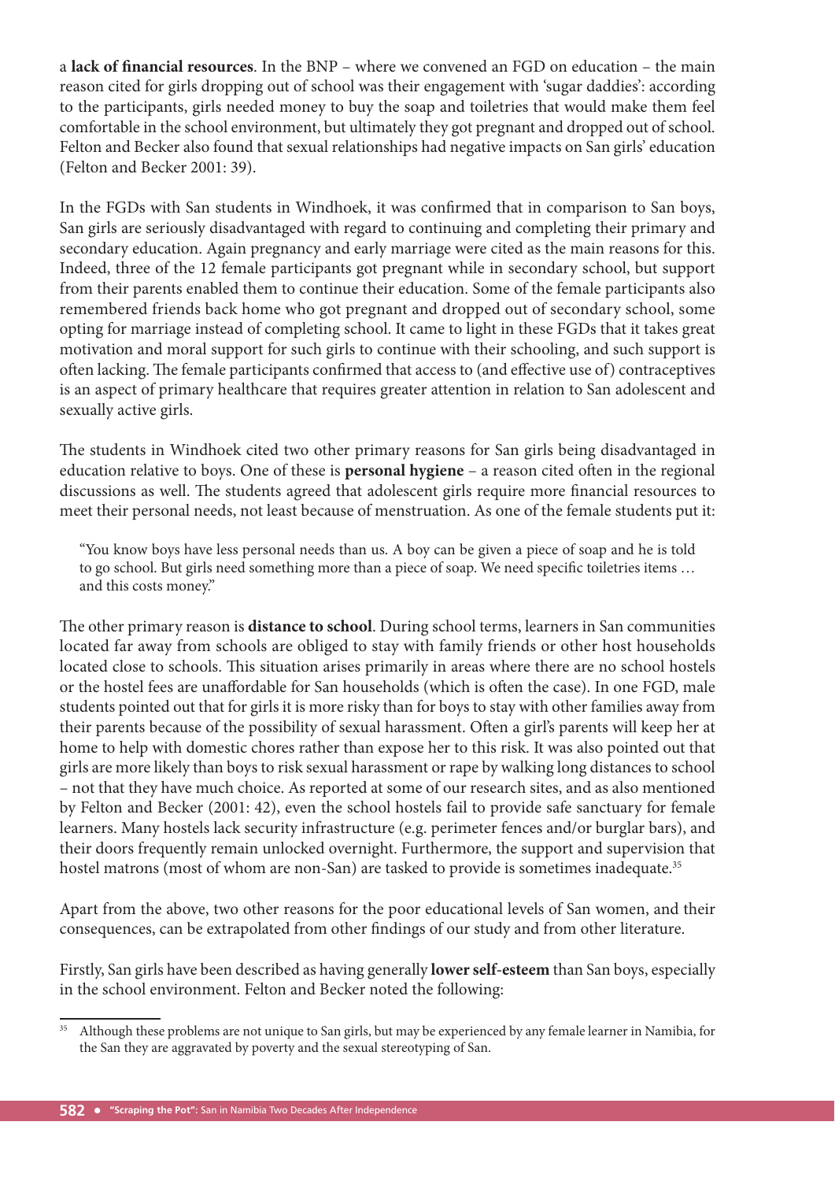a **lack of financial resources**. In the BNP – where we convened an FGD on education – the main reason cited for girls dropping out of school was their engagement with 'sugar daddies': according to the participants, girls needed money to buy the soap and toiletries that would make them feel comfortable in the school environment, but ultimately they got pregnant and dropped out of school. Felton and Becker also found that sexual relationships had negative impacts on San girls' education (Felton and Becker 2001: 39).

In the FGDs with San students in Windhoek, it was confirmed that in comparison to San boys, San girls are seriously disadvantaged with regard to continuing and completing their primary and secondary education. Again pregnancy and early marriage were cited as the main reasons for this. Indeed, three of the 12 female participants got pregnant while in secondary school, but support from their parents enabled them to continue their education. Some of the female participants also remembered friends back home who got pregnant and dropped out of secondary school, some opting for marriage instead of completing school. It came to light in these FGDs that it takes great motivation and moral support for such girls to continue with their schooling, and such support is often lacking. The female participants confirmed that access to (and effective use of) contraceptives is an aspect of primary healthcare that requires greater attention in relation to San adolescent and sexually active girls.

The students in Windhoek cited two other primary reasons for San girls being disadvantaged in education relative to boys. One of these is **personal hygiene** – a reason cited often in the regional discussions as well. The students agreed that adolescent girls require more financial resources to meet their personal needs, not least because of menstruation. As one of the female students put it:

> "You know boys have less personal needs than us. A boy can be given a piece of soap and he is told to go school. But girls need something more than a piece of soap. We need specific toiletries items … and this costs money."

The other primary reason is **distance to school**. During school terms, learners in San communities located far away from schools are obliged to stay with family friends or other host households located close to schools. This situation arises primarily in areas where there are no school hostels or the hostel fees are unaffordable for San households (which is often the case). In one FGD, male students pointed out that for girls it is more risky than for boys to stay with other families away from their parents because of the possibility of sexual harassment. Often a girl's parents will keep her at home to help with domestic chores rather than expose her to this risk. It was also pointed out that girls are more likely than boys to risk sexual harassment or rape by walking long distances to school – not that they have much choice. As reported at some of our research sites, and as also mentioned by Felton and Becker (2001: 42), even the school hostels fail to provide safe sanctuary for female learners. Many hostels lack security infrastructure (e.g. perimeter fences and/or burglar bars), and their doors frequently remain unlocked overnight. Furthermore, the support and supervision that hostel matrons (most of whom are non-San) are tasked to provide is sometimes inadequate.[35]

Apart from the above, two other reasons for the poor educational levels of San women, and their consequences, can be extrapolated from other findings of our study and from other literature.

Firstly, San girls have been described as having generally **lower self-esteem** than San boys, especially in the school environment. Felton and Becker noted the following:

[35] Although these problems are not unique to San girls, but may be experienced by any female learner in Namibia, for the San they are aggravated by poverty and the sexual stereotyping of San.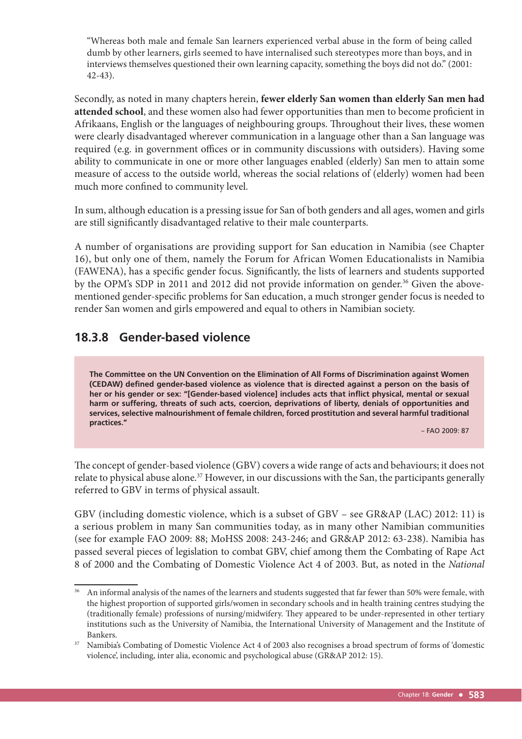"Whereas both male and female San learners experienced verbal abuse in the form of being called dumb by other learners, girls seemed to have internalised such stereotypes more than boys, and in interviews themselves questioned their own learning capacity, something the boys did not do." (2001: 42-43).

Secondly, as noted in many chapters herein, **fewer elderly San women than elderly San men had attended school**, and these women also had fewer opportunities than men to become proficient in Afrikaans, English or the languages of neighbouring groups. Throughout their lives, these women were clearly disadvantaged wherever communication in a language other than a San language was required (e.g. in government offices or in community discussions with outsiders). Having some ability to communicate in one or more other languages enabled (elderly) San men to attain some measure of access to the outside world, whereas the social relations of (elderly) women had been much more confined to community level.

In sum, although education is a pressing issue for San of both genders and all ages, women and girls are still significantly disadvantaged relative to their male counterparts.

A number of organisations are providing support for San education in Namibia (see Chapter 16), but only one of them, namely the Forum for African Women Educationalists in Namibia (FAWENA), has a specific gender focus. Significantly, the lists of learners and students supported by the OPM's SDP in 2011 and 2012 did not provide information on gender.[36] Given the above-mentioned gender-specific problems for San education, a much stronger gender focus is needed to render San women and girls empowered and equal to others in Namibian society.

### 18.3.8 Gender-based violence

> **The Committee on the UN Convention on the Elimination of All Forms of Discrimination against Women (CEDAW) defined gender-based violence as violence that is directed against a person on the basis of her or his gender or sex: "[Gender-based violence] includes acts that inflict physical, mental or sexual harm or suffering, threats of such acts, coercion, deprivations of liberty, denials of opportunities and services, selective malnourishment of female children, forced prostitution and several harmful traditional practices."**
>
> – FAO 2009: 87

The concept of gender-based violence (GBV) covers a wide range of acts and behaviours; it does not relate to physical abuse alone.[37] However, in our discussions with the San, the participants generally referred to GBV in terms of physical assault.

GBV (including domestic violence, which is a subset of GBV – see GR&AP (LAC) 2012: 11) is a serious problem in many San communities today, as in many other Namibian communities (see for example FAO 2009: 88; MoHSS 2008: 243-246; and GR&AP 2012: 63-238). Namibia has passed several pieces of legislation to combat GBV, chief among them the Combating of Rape Act 8 of 2000 and the Combating of Domestic Violence Act 4 of 2003. But, as noted in the *National*

---

[36] An informal analysis of the names of the learners and students suggested that far fewer than 50% were female, with the highest proportion of supported girls/women in secondary schools and in health training centres studying the (traditionally female) professions of nursing/midwifery. They appeared to be under-represented in other tertiary institutions such as the University of Namibia, the International University of Management and the Institute of Bankers.

[37] Namibia's Combating of Domestic Violence Act 4 of 2003 also recognises a broad spectrum of forms of 'domestic violence', including, inter alia, economic and psychological abuse (GR&AP 2012: 15).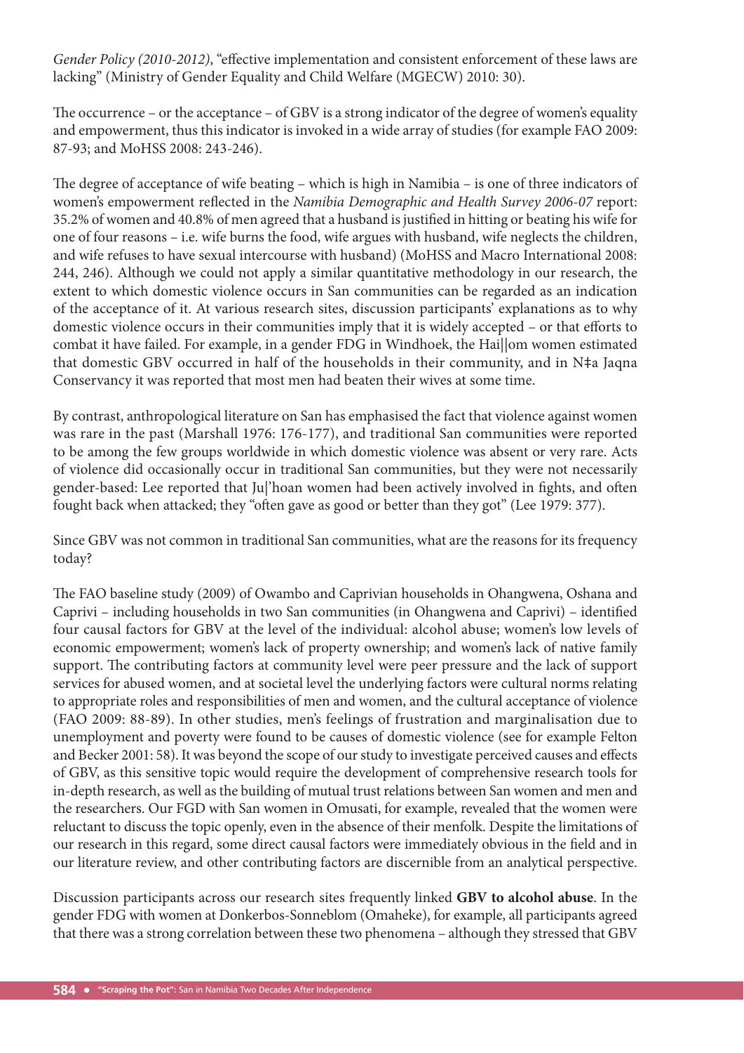*Gender Policy (2010-2012)*, "effective implementation and consistent enforcement of these laws are lacking" (Ministry of Gender Equality and Child Welfare (MGECW) 2010: 30).

The occurrence – or the acceptance – of GBV is a strong indicator of the degree of women's equality and empowerment, thus this indicator is invoked in a wide array of studies (for example FAO 2009: 87-93; and MoHSS 2008: 243-246).

The degree of acceptance of wife beating – which is high in Namibia – is one of three indicators of women's empowerment reflected in the *Namibia Demographic and Health Survey 2006-07* report: 35.2% of women and 40.8% of men agreed that a husband is justified in hitting or beating his wife for one of four reasons – i.e. wife burns the food, wife argues with husband, wife neglects the children, and wife refuses to have sexual intercourse with husband) (MoHSS and Macro International 2008: 244, 246). Although we could not apply a similar quantitative methodology in our research, the extent to which domestic violence occurs in San communities can be regarded as an indication of the acceptance of it. At various research sites, discussion participants' explanations as to why domestic violence occurs in their communities imply that it is widely accepted – or that efforts to combat it have failed. For example, in a gender FDG in Windhoek, the Hai||om women estimated that domestic GBV occurred in half of the households in their community, and in N‡a Jaqna Conservancy it was reported that most men had beaten their wives at some time.

By contrast, anthropological literature on San has emphasised the fact that violence against women was rare in the past (Marshall 1976: 176-177), and traditional San communities were reported to be among the few groups worldwide in which domestic violence was absent or very rare. Acts of violence did occasionally occur in traditional San communities, but they were not necessarily gender-based: Lee reported that Ju|'hoan women had been actively involved in fights, and often fought back when attacked; they "often gave as good or better than they got" (Lee 1979: 377).

Since GBV was not common in traditional San communities, what are the reasons for its frequency today?

The FAO baseline study (2009) of Owambo and Caprivian households in Ohangwena, Oshana and Caprivi – including households in two San communities (in Ohangwena and Caprivi) – identified four causal factors for GBV at the level of the individual: alcohol abuse; women's low levels of economic empowerment; women's lack of property ownership; and women's lack of native family support. The contributing factors at community level were peer pressure and the lack of support services for abused women, and at societal level the underlying factors were cultural norms relating to appropriate roles and responsibilities of men and women, and the cultural acceptance of violence (FAO 2009: 88-89). In other studies, men's feelings of frustration and marginalisation due to unemployment and poverty were found to be causes of domestic violence (see for example Felton and Becker 2001: 58). It was beyond the scope of our study to investigate perceived causes and effects of GBV, as this sensitive topic would require the development of comprehensive research tools for in-depth research, as well as the building of mutual trust relations between San women and men and the researchers. Our FGD with San women in Omusati, for example, revealed that the women were reluctant to discuss the topic openly, even in the absence of their menfolk. Despite the limitations of our research in this regard, some direct causal factors were immediately obvious in the field and in our literature review, and other contributing factors are discernible from an analytical perspective.

Discussion participants across our research sites frequently linked **GBV to alcohol abuse**. In the gender FDG with women at Donkerbos-Sonneblom (Omaheke), for example, all participants agreed that there was a strong correlation between these two phenomena – although they stressed that GBV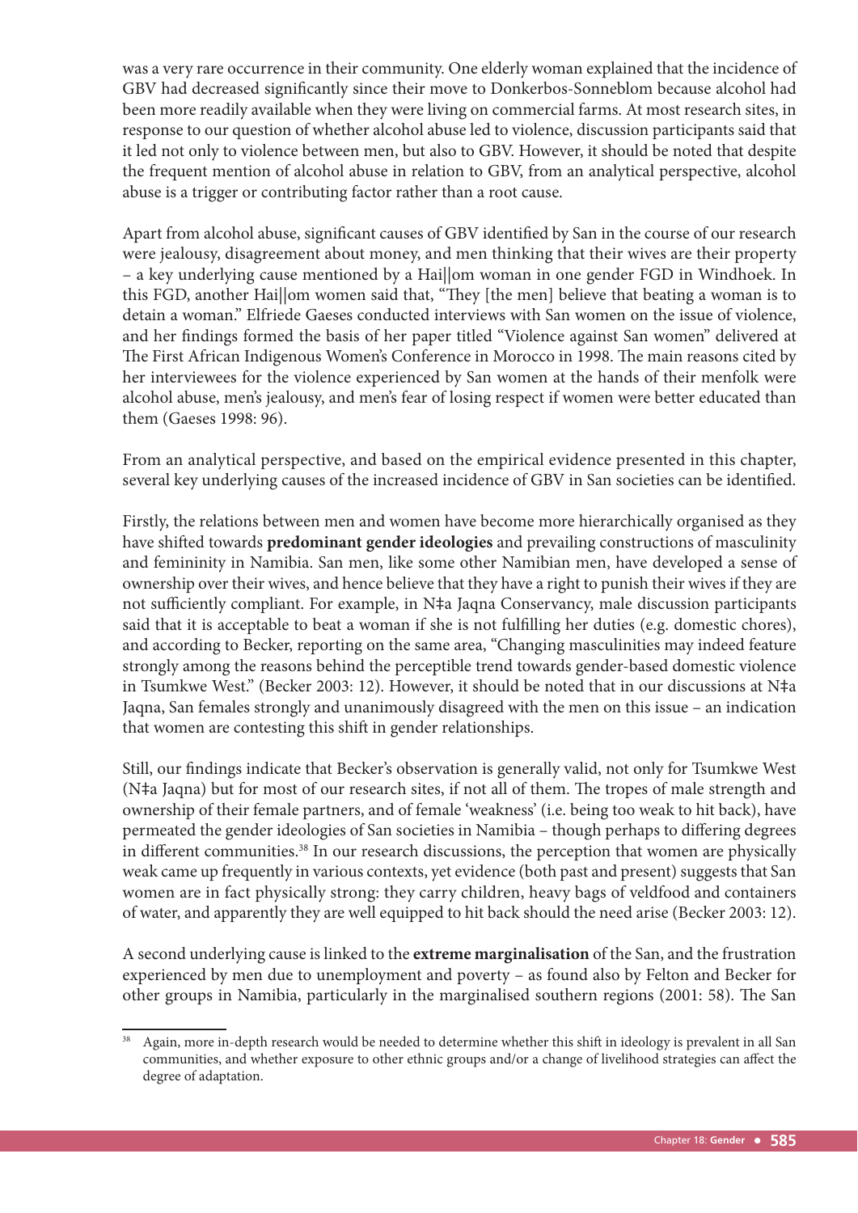was a very rare occurrence in their community. One elderly woman explained that the incidence of GBV had decreased significantly since their move to Donkerbos-Sonneblom because alcohol had been more readily available when they were living on commercial farms. At most research sites, in response to our question of whether alcohol abuse led to violence, discussion participants said that it led not only to violence between men, but also to GBV. However, it should be noted that despite the frequent mention of alcohol abuse in relation to GBV, from an analytical perspective, alcohol abuse is a trigger or contributing factor rather than a root cause.

Apart from alcohol abuse, significant causes of GBV identified by San in the course of our research were jealousy, disagreement about money, and men thinking that their wives are their property – a key underlying cause mentioned by a Hai||om woman in one gender FGD in Windhoek. In this FGD, another Hai||om women said that, "They [the men] believe that beating a woman is to detain a woman." Elfriede Gaeses conducted interviews with San women on the issue of violence, and her findings formed the basis of her paper titled "Violence against San women" delivered at The First African Indigenous Women's Conference in Morocco in 1998. The main reasons cited by her interviewees for the violence experienced by San women at the hands of their menfolk were alcohol abuse, men's jealousy, and men's fear of losing respect if women were better educated than them (Gaeses 1998: 96).

From an analytical perspective, and based on the empirical evidence presented in this chapter, several key underlying causes of the increased incidence of GBV in San societies can be identified.

Firstly, the relations between men and women have become more hierarchically organised as they have shifted towards **predominant gender ideologies** and prevailing constructions of masculinity and femininity in Namibia. San men, like some other Namibian men, have developed a sense of ownership over their wives, and hence believe that they have a right to punish their wives if they are not sufficiently compliant. For example, in N‡a Jaqna Conservancy, male discussion participants said that it is acceptable to beat a woman if she is not fulfilling her duties (e.g. domestic chores), and according to Becker, reporting on the same area, "Changing masculinities may indeed feature strongly among the reasons behind the perceptible trend towards gender-based domestic violence in Tsumkwe West." (Becker 2003: 12). However, it should be noted that in our discussions at N‡a Jaqna, San females strongly and unanimously disagreed with the men on this issue – an indication that women are contesting this shift in gender relationships.

Still, our findings indicate that Becker's observation is generally valid, not only for Tsumkwe West (N‡a Jaqna) but for most of our research sites, if not all of them. The tropes of male strength and ownership of their female partners, and of female 'weakness' (i.e. being too weak to hit back), have permeated the gender ideologies of San societies in Namibia – though perhaps to differing degrees in different communities.[38] In our research discussions, the perception that women are physically weak came up frequently in various contexts, yet evidence (both past and present) suggests that San women are in fact physically strong: they carry children, heavy bags of veldfood and containers of water, and apparently they are well equipped to hit back should the need arise (Becker 2003: 12).

A second underlying cause is linked to the **extreme marginalisation** of the San, and the frustration experienced by men due to unemployment and poverty – as found also by Felton and Becker for other groups in Namibia, particularly in the marginalised southern regions (2001: 58). The San

[38] Again, more in-depth research would be needed to determine whether this shift in ideology is prevalent in all San communities, and whether exposure to other ethnic groups and/or a change of livelihood strategies can affect the degree of adaptation.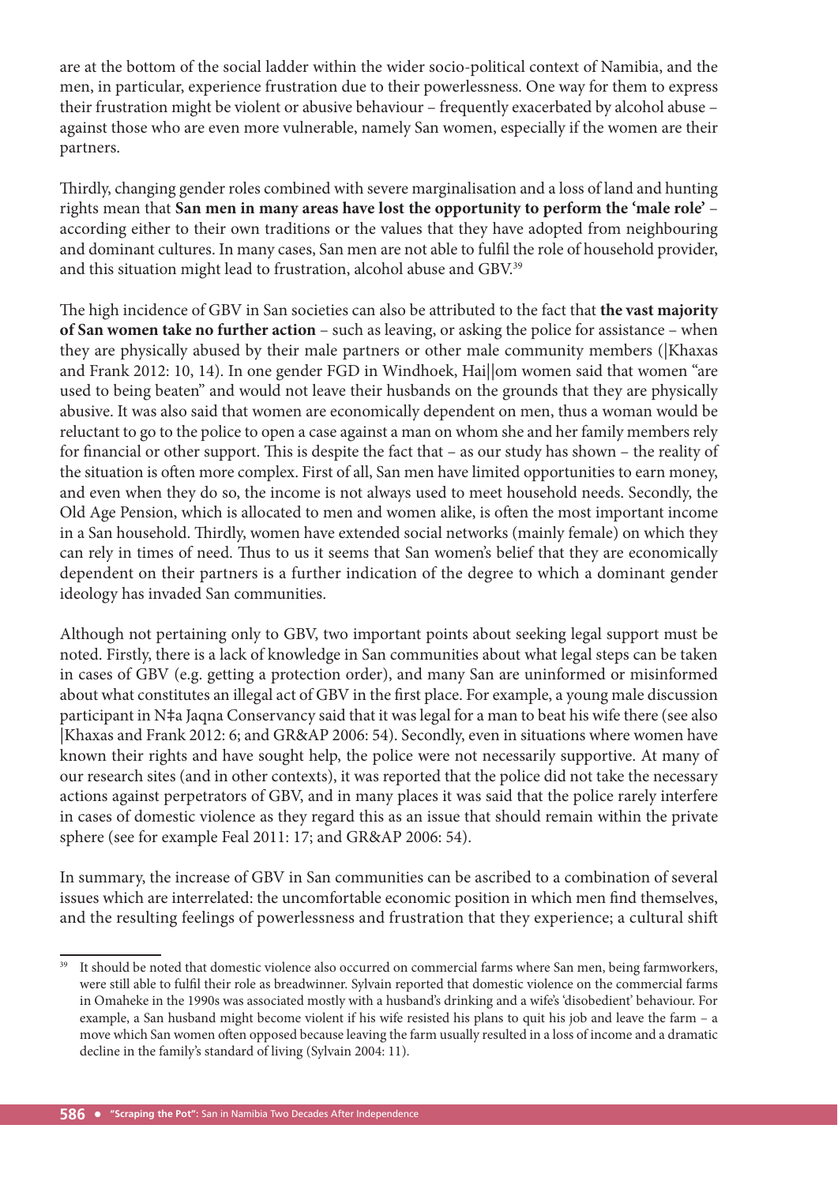are at the bottom of the social ladder within the wider socio-political context of Namibia, and the men, in particular, experience frustration due to their powerlessness. One way for them to express their frustration might be violent or abusive behaviour – frequently exacerbated by alcohol abuse – against those who are even more vulnerable, namely San women, especially if the women are their partners.

Thirdly, changing gender roles combined with severe marginalisation and a loss of land and hunting rights mean that **San men in many areas have lost the opportunity to perform the 'male role'** – according either to their own traditions or the values that they have adopted from neighbouring and dominant cultures. In many cases, San men are not able to fulfil the role of household provider, and this situation might lead to frustration, alcohol abuse and GBV.[39]

The high incidence of GBV in San societies can also be attributed to the fact that **the vast majority of San women take no further action** – such as leaving, or asking the police for assistance – when they are physically abused by their male partners or other male community members (|Khaxas and Frank 2012: 10, 14). In one gender FGD in Windhoek, Hai||om women said that women "are used to being beaten" and would not leave their husbands on the grounds that they are physically abusive. It was also said that women are economically dependent on men, thus a woman would be reluctant to go to the police to open a case against a man on whom she and her family members rely for financial or other support. This is despite the fact that – as our study has shown – the reality of the situation is often more complex. First of all, San men have limited opportunities to earn money, and even when they do so, the income is not always used to meet household needs. Secondly, the Old Age Pension, which is allocated to men and women alike, is often the most important income in a San household. Thirdly, women have extended social networks (mainly female) on which they can rely in times of need. Thus to us it seems that San women's belief that they are economically dependent on their partners is a further indication of the degree to which a dominant gender ideology has invaded San communities.

Although not pertaining only to GBV, two important points about seeking legal support must be noted. Firstly, there is a lack of knowledge in San communities about what legal steps can be taken in cases of GBV (e.g. getting a protection order), and many San are uninformed or misinformed about what constitutes an illegal act of GBV in the first place. For example, a young male discussion participant in N‡a Jaqna Conservancy said that it was legal for a man to beat his wife there (see also |Khaxas and Frank 2012: 6; and GR&AP 2006: 54). Secondly, even in situations where women have known their rights and have sought help, the police were not necessarily supportive. At many of our research sites (and in other contexts), it was reported that the police did not take the necessary actions against perpetrators of GBV, and in many places it was said that the police rarely interfere in cases of domestic violence as they regard this as an issue that should remain within the private sphere (see for example Feal 2011: 17; and GR&AP 2006: 54).

In summary, the increase of GBV in San communities can be ascribed to a combination of several issues which are interrelated: the uncomfortable economic position in which men find themselves, and the resulting feelings of powerlessness and frustration that they experience; a cultural shift

---

[39] It should be noted that domestic violence also occurred on commercial farms where San men, being farmworkers, were still able to fulfil their role as breadwinner. Sylvain reported that domestic violence on the commercial farms in Omaheke in the 1990s was associated mostly with a husband's drinking and a wife's 'disobedient' behaviour. For example, a San husband might become violent if his wife resisted his plans to quit his job and leave the farm – a move which San women often opposed because leaving the farm usually resulted in a loss of income and a dramatic decline in the family's standard of living (Sylvain 2004: 11).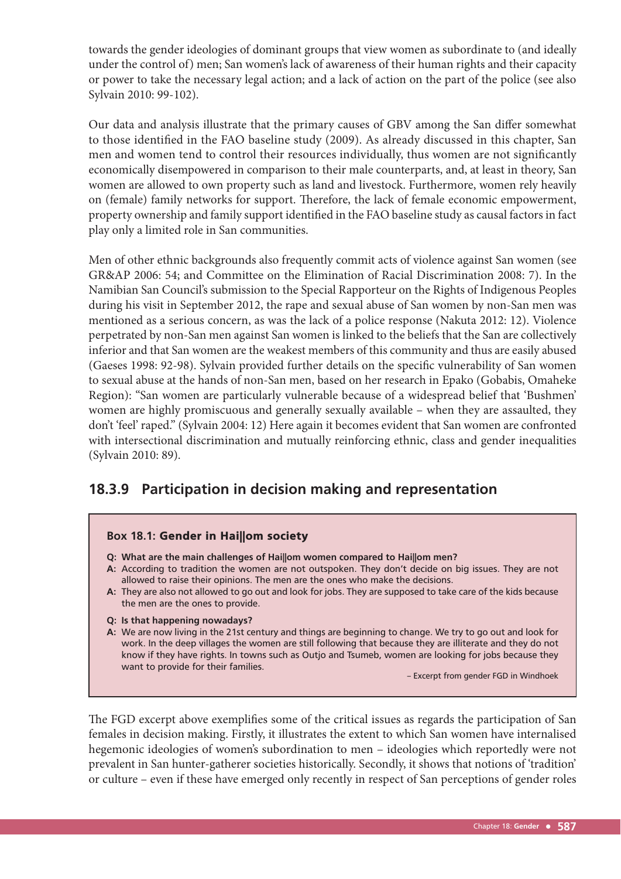towards the gender ideologies of dominant groups that view women as subordinate to (and ideally under the control of) men; San women's lack of awareness of their human rights and their capacity or power to take the necessary legal action; and a lack of action on the part of the police (see also Sylvain 2010: 99-102).

Our data and analysis illustrate that the primary causes of GBV among the San differ somewhat to those identified in the FAO baseline study (2009). As already discussed in this chapter, San men and women tend to control their resources individually, thus women are not significantly economically disempowered in comparison to their male counterparts, and, at least in theory, San women are allowed to own property such as land and livestock. Furthermore, women rely heavily on (female) family networks for support. Therefore, the lack of female economic empowerment, property ownership and family support identified in the FAO baseline study as causal factors in fact play only a limited role in San communities.

Men of other ethnic backgrounds also frequently commit acts of violence against San women (see GR&AP 2006: 54; and Committee on the Elimination of Racial Discrimination 2008: 7). In the Namibian San Council's submission to the Special Rapporteur on the Rights of Indigenous Peoples during his visit in September 2012, the rape and sexual abuse of San women by non-San men was mentioned as a serious concern, as was the lack of a police response (Nakuta 2012: 12). Violence perpetrated by non-San men against San women is linked to the beliefs that the San are collectively inferior and that San women are the weakest members of this community and thus are easily abused (Gaeses 1998: 92-98). Sylvain provided further details on the specific vulnerability of San women to sexual abuse at the hands of non-San men, based on her research in Epako (Gobabis, Omaheke Region): "San women are particularly vulnerable because of a widespread belief that 'Bushmen' women are highly promiscuous and generally sexually available – when they are assaulted, they don't 'feel' raped." (Sylvain 2004: 12) Here again it becomes evident that San women are confronted with intersectional discrimination and mutually reinforcing ethnic, class and gender inequalities (Sylvain 2010: 89).

### 18.3.9 Participation in decision making and representation

**Box 18.1: Gender in Hai||om society**

**Q: What are the main challenges of Hai||om women compared to Hai||om men?**

**A:** According to tradition the women are not outspoken. They don't decide on big issues. They are not allowed to raise their opinions. The men are the ones who make the decisions.

**A:** They are also not allowed to go out and look for jobs. They are supposed to take care of the kids because the men are the ones to provide.

**Q: Is that happening nowadays?**

**A:** We are now living in the 21st century and things are beginning to change. We try to go out and look for work. In the deep villages the women are still following that because they are illiterate and they do not know if they have rights. In towns such as Outjo and Tsumeb, women are looking for jobs because they want to provide for their families.

– Excerpt from gender FGD in Windhoek

The FGD excerpt above exemplifies some of the critical issues as regards the participation of San females in decision making. Firstly, it illustrates the extent to which San women have internalised hegemonic ideologies of women's subordination to men – ideologies which reportedly were not prevalent in San hunter-gatherer societies historically. Secondly, it shows that notions of 'tradition' or culture – even if these have emerged only recently in respect of San perceptions of gender roles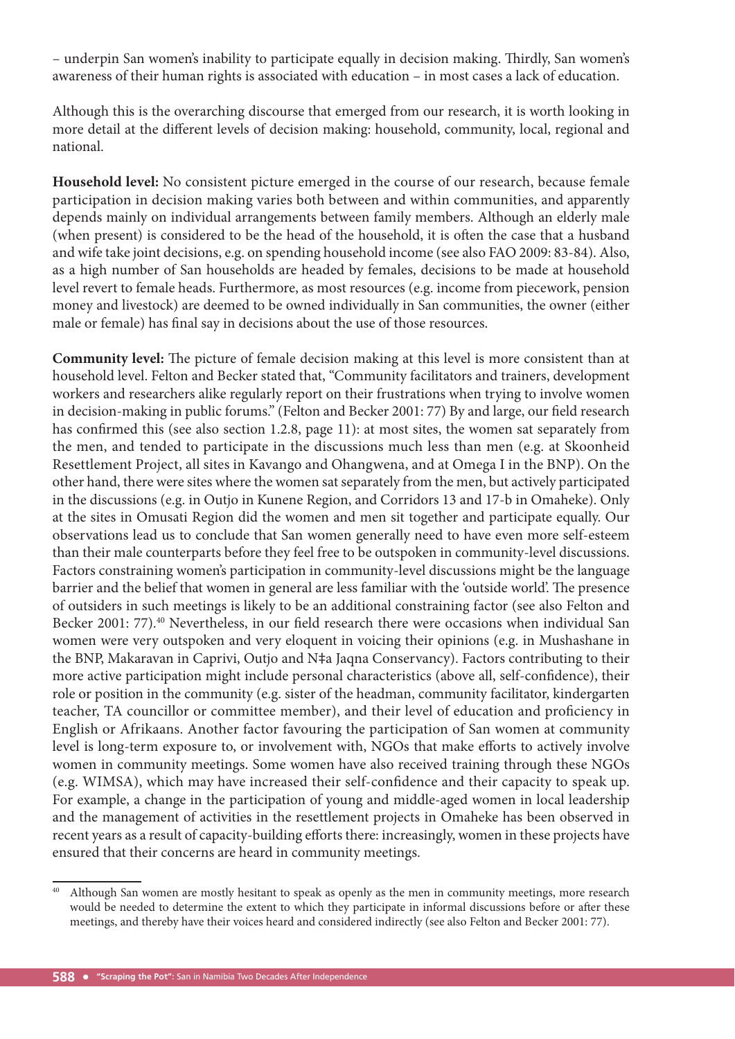– underpin San women's inability to participate equally in decision making. Thirdly, San women's awareness of their human rights is associated with education – in most cases a lack of education.

Although this is the overarching discourse that emerged from our research, it is worth looking in more detail at the different levels of decision making: household, community, local, regional and national.

**Household level:** No consistent picture emerged in the course of our research, because female participation in decision making varies both between and within communities, and apparently depends mainly on individual arrangements between family members. Although an elderly male (when present) is considered to be the head of the household, it is often the case that a husband and wife take joint decisions, e.g. on spending household income (see also FAO 2009: 83-84). Also, as a high number of San households are headed by females, decisions to be made at household level revert to female heads. Furthermore, as most resources (e.g. income from piecework, pension money and livestock) are deemed to be owned individually in San communities, the owner (either male or female) has final say in decisions about the use of those resources.

**Community level:** The picture of female decision making at this level is more consistent than at household level. Felton and Becker stated that, "Community facilitators and trainers, development workers and researchers alike regularly report on their frustrations when trying to involve women in decision-making in public forums." (Felton and Becker 2001: 77) By and large, our field research has confirmed this (see also section 1.2.8, page 11): at most sites, the women sat separately from the men, and tended to participate in the discussions much less than men (e.g. at Skoonheid Resettlement Project, all sites in Kavango and Ohangwena, and at Omega I in the BNP). On the other hand, there were sites where the women sat separately from the men, but actively participated in the discussions (e.g. in Outjo in Kunene Region, and Corridors 13 and 17-b in Omaheke). Only at the sites in Omusati Region did the women and men sit together and participate equally. Our observations lead us to conclude that San women generally need to have even more self-esteem than their male counterparts before they feel free to be outspoken in community-level discussions. Factors constraining women's participation in community-level discussions might be the language barrier and the belief that women in general are less familiar with the 'outside world'. The presence of outsiders in such meetings is likely to be an additional constraining factor (see also Felton and Becker 2001: 77).[40] Nevertheless, in our field research there were occasions when individual San women were very outspoken and very eloquent in voicing their opinions (e.g. in Mushashane in the BNP, Makaravan in Caprivi, Outjo and N‡a Jaqna Conservancy). Factors contributing to their more active participation might include personal characteristics (above all, self-confidence), their role or position in the community (e.g. sister of the headman, community facilitator, kindergarten teacher, TA councillor or committee member), and their level of education and proficiency in English or Afrikaans. Another factor favouring the participation of San women at community level is long-term exposure to, or involvement with, NGOs that make efforts to actively involve women in community meetings. Some women have also received training through these NGOs (e.g. WIMSA), which may have increased their self-confidence and their capacity to speak up. For example, a change in the participation of young and middle-aged women in local leadership and the management of activities in the resettlement projects in Omaheke has been observed in recent years as a result of capacity-building efforts there: increasingly, women in these projects have ensured that their concerns are heard in community meetings.

[40] Although San women are mostly hesitant to speak as openly as the men in community meetings, more research would be needed to determine the extent to which they participate in informal discussions before or after these meetings, and thereby have their voices heard and considered indirectly (see also Felton and Becker 2001: 77).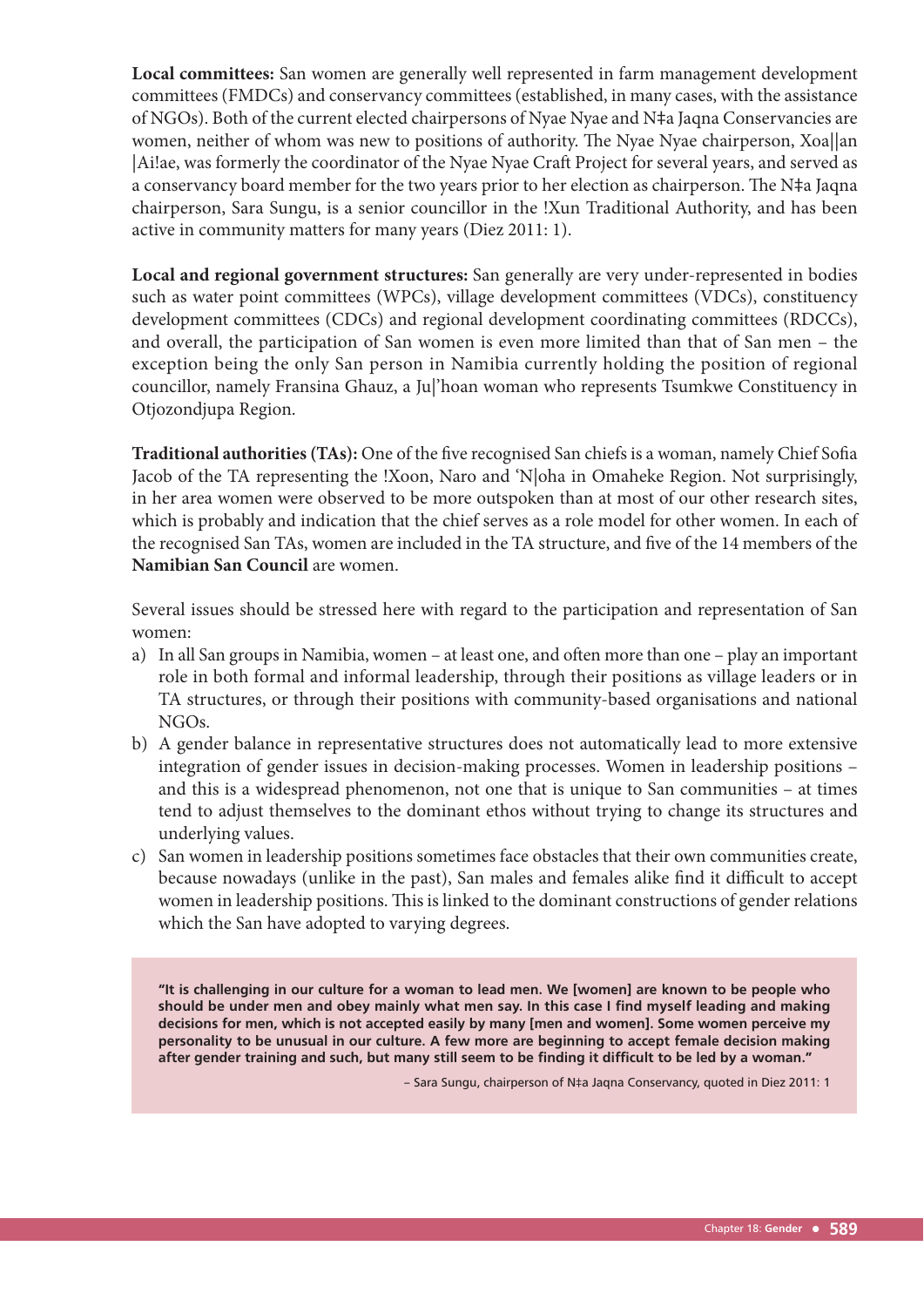**Local committees:** San women are generally well represented in farm management development committees (FMDCs) and conservancy committees (established, in many cases, with the assistance of NGOs). Both of the current elected chairpersons of Nyae Nyae and N‡a Jaqna Conservancies are women, neither of whom was new to positions of authority. The Nyae Nyae chairperson, Xoa||an |Ai!ae, was formerly the coordinator of the Nyae Nyae Craft Project for several years, and served as a conservancy board member for the two years prior to her election as chairperson. The N‡a Jaqna chairperson, Sara Sungu, is a senior councillor in the !Xun Traditional Authority, and has been active in community matters for many years (Diez 2011: 1).

**Local and regional government structures:** San generally are very under-represented in bodies such as water point committees (WPCs), village development committees (VDCs), constituency development committees (CDCs) and regional development coordinating committees (RDCCs), and overall, the participation of San women is even more limited than that of San men – the exception being the only San person in Namibia currently holding the position of regional councillor, namely Fransina Ghauz, a Ju|'hoan woman who represents Tsumkwe Constituency in Otjozondjupa Region.

**Traditional authorities (TAs):** One of the five recognised San chiefs is a woman, namely Chief Sofia Jacob of the TA representing the !Xoon, Naro and 'N|oha in Omaheke Region. Not surprisingly, in her area women were observed to be more outspoken than at most of our other research sites, which is probably and indication that the chief serves as a role model for other women. In each of the recognised San TAs, women are included in the TA structure, and five of the 14 members of the **Namibian San Council** are women.

Several issues should be stressed here with regard to the participation and representation of San women:

a) In all San groups in Namibia, women – at least one, and often more than one – play an important role in both formal and informal leadership, through their positions as village leaders or in TA structures, or through their positions with community-based organisations and national NGOs.
b) A gender balance in representative structures does not automatically lead to more extensive integration of gender issues in decision-making processes. Women in leadership positions – and this is a widespread phenomenon, not one that is unique to San communities – at times tend to adjust themselves to the dominant ethos without trying to change its structures and underlying values.
c) San women in leadership positions sometimes face obstacles that their own communities create, because nowadays (unlike in the past), San males and females alike find it difficult to accept women in leadership positions. This is linked to the dominant constructions of gender relations which the San have adopted to varying degrees.

> **"It is challenging in our culture for a woman to lead men. We [women] are known to be people who should be under men and obey mainly what men say. In this case I find myself leading and making decisions for men, which is not accepted easily by many [men and women]. Some women perceive my personality to be unusual in our culture. A few more are beginning to accept female decision making after gender training and such, but many still seem to be finding it difficult to be led by a woman."**
>
> – Sara Sungu, chairperson of N‡a Jaqna Conservancy, quoted in Diez 2011: 1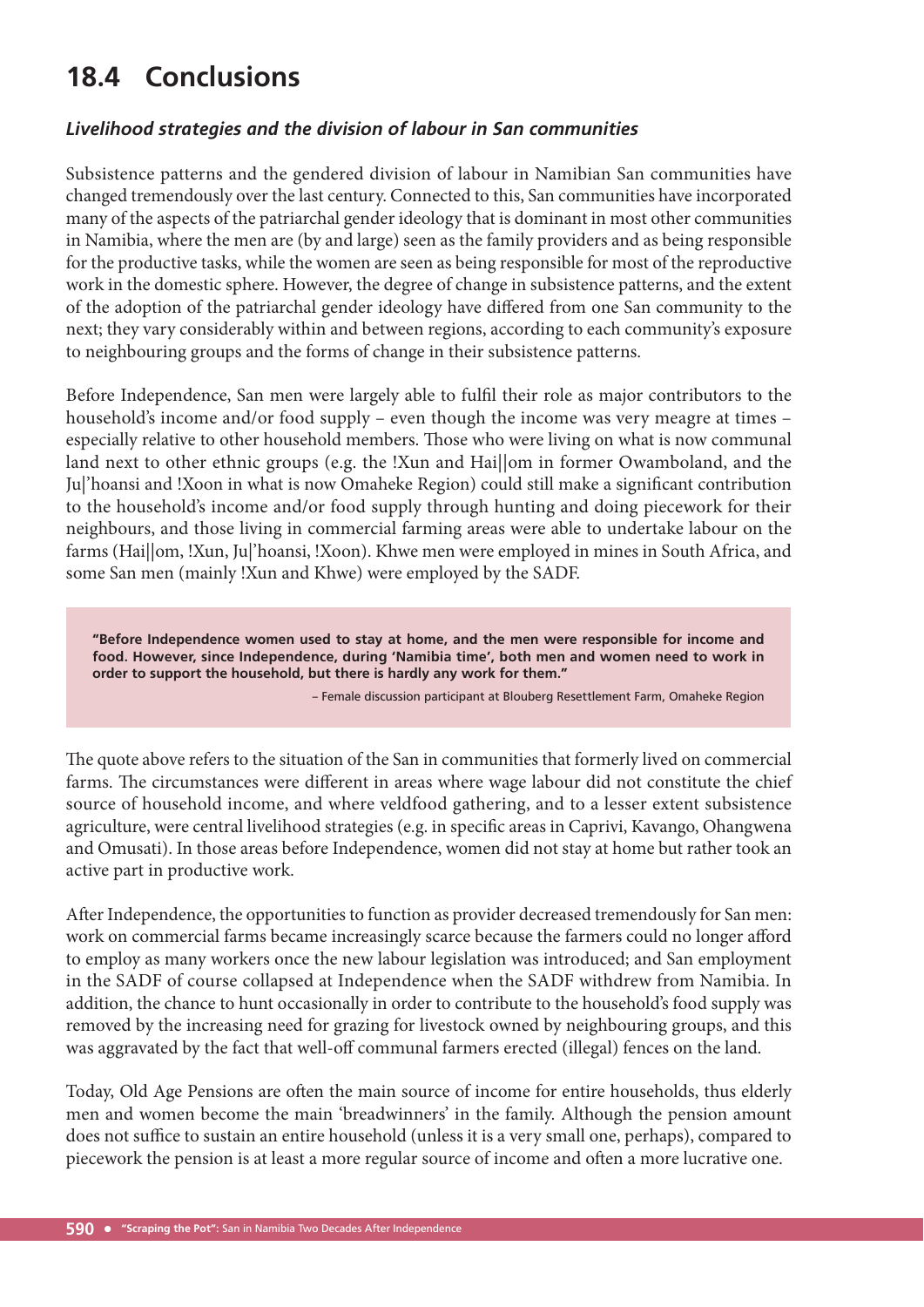## 18.4 Conclusions

### *Livelihood strategies and the division of labour in San communities*

Subsistence patterns and the gendered division of labour in Namibian San communities have changed tremendously over the last century. Connected to this, San communities have incorporated many of the aspects of the patriarchal gender ideology that is dominant in most other communities in Namibia, where the men are (by and large) seen as the family providers and as being responsible for the productive tasks, while the women are seen as being responsible for most of the reproductive work in the domestic sphere. However, the degree of change in subsistence patterns, and the extent of the adoption of the patriarchal gender ideology have differed from one San community to the next; they vary considerably within and between regions, according to each community's exposure to neighbouring groups and the forms of change in their subsistence patterns.

Before Independence, San men were largely able to fulfil their role as major contributors to the household's income and/or food supply – even though the income was very meagre at times – especially relative to other household members. Those who were living on what is now communal land next to other ethnic groups (e.g. the !Xun and Hai||om in former Owamboland, and the Ju|'hoansi and !Xoon in what is now Omaheke Region) could still make a significant contribution to the household's income and/or food supply through hunting and doing piecework for their neighbours, and those living in commercial farming areas were able to undertake labour on the farms (Hai||om, !Xun, Ju|'hoansi, !Xoon). Khwe men were employed in mines in South Africa, and some San men (mainly !Xun and Khwe) were employed by the SADF.

> **"Before Independence women used to stay at home, and the men were responsible for income and food. However, since Independence, during 'Namibia time', both men and women need to work in order to support the household, but there is hardly any work for them."**
>
> – Female discussion participant at Blouberg Resettlement Farm, Omaheke Region

The quote above refers to the situation of the San in communities that formerly lived on commercial farms. The circumstances were different in areas where wage labour did not constitute the chief source of household income, and where veldfood gathering, and to a lesser extent subsistence agriculture, were central livelihood strategies (e.g. in specific areas in Caprivi, Kavango, Ohangwena and Omusati). In those areas before Independence, women did not stay at home but rather took an active part in productive work.

After Independence, the opportunities to function as provider decreased tremendously for San men: work on commercial farms became increasingly scarce because the farmers could no longer afford to employ as many workers once the new labour legislation was introduced; and San employment in the SADF of course collapsed at Independence when the SADF withdrew from Namibia. In addition, the chance to hunt occasionally in order to contribute to the household's food supply was removed by the increasing need for grazing for livestock owned by neighbouring groups, and this was aggravated by the fact that well-off communal farmers erected (illegal) fences on the land.

Today, Old Age Pensions are often the main source of income for entire households, thus elderly men and women become the main 'breadwinners' in the family. Although the pension amount does not suffice to sustain an entire household (unless it is a very small one, perhaps), compared to piecework the pension is at least a more regular source of income and often a more lucrative one.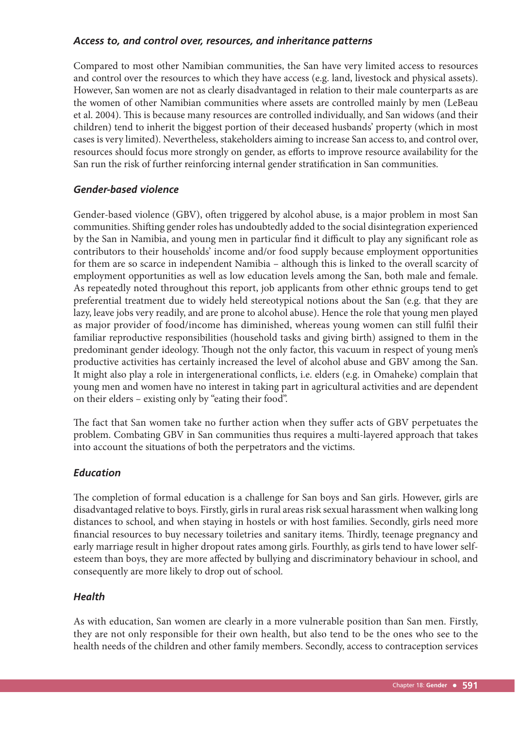### *Access to, and control over, resources, and inheritance patterns*

Compared to most other Namibian communities, the San have very limited access to resources and control over the resources to which they have access (e.g. land, livestock and physical assets). However, San women are not as clearly disadvantaged in relation to their male counterparts as are the women of other Namibian communities where assets are controlled mainly by men (LeBeau et al. 2004). This is because many resources are controlled individually, and San widows (and their children) tend to inherit the biggest portion of their deceased husbands' property (which in most cases is very limited). Nevertheless, stakeholders aiming to increase San access to, and control over, resources should focus more strongly on gender, as efforts to improve resource availability for the San run the risk of further reinforcing internal gender stratification in San communities.

### *Gender-based violence*

Gender-based violence (GBV), often triggered by alcohol abuse, is a major problem in most San communities. Shifting gender roles has undoubtedly added to the social disintegration experienced by the San in Namibia, and young men in particular find it difficult to play any significant role as contributors to their households' income and/or food supply because employment opportunities for them are so scarce in independent Namibia – although this is linked to the overall scarcity of employment opportunities as well as low education levels among the San, both male and female. As repeatedly noted throughout this report, job applicants from other ethnic groups tend to get preferential treatment due to widely held stereotypical notions about the San (e.g. that they are lazy, leave jobs very readily, and are prone to alcohol abuse). Hence the role that young men played as major provider of food/income has diminished, whereas young women can still fulfil their familiar reproductive responsibilities (household tasks and giving birth) assigned to them in the predominant gender ideology. Though not the only factor, this vacuum in respect of young men's productive activities has certainly increased the level of alcohol abuse and GBV among the San. It might also play a role in intergenerational conflicts, i.e. elders (e.g. in Omaheke) complain that young men and women have no interest in taking part in agricultural activities and are dependent on their elders – existing only by "eating their food".

The fact that San women take no further action when they suffer acts of GBV perpetuates the problem. Combating GBV in San communities thus requires a multi-layered approach that takes into account the situations of both the perpetrators and the victims.

### *Education*

The completion of formal education is a challenge for San boys and San girls. However, girls are disadvantaged relative to boys. Firstly, girls in rural areas risk sexual harassment when walking long distances to school, and when staying in hostels or with host families. Secondly, girls need more financial resources to buy necessary toiletries and sanitary items. Thirdly, teenage pregnancy and early marriage result in higher dropout rates among girls. Fourthly, as girls tend to have lower self-esteem than boys, they are more affected by bullying and discriminatory behaviour in school, and consequently are more likely to drop out of school.

### *Health*

As with education, San women are clearly in a more vulnerable position than San men. Firstly, they are not only responsible for their own health, but also tend to be the ones who see to the health needs of the children and other family members. Secondly, access to contraception services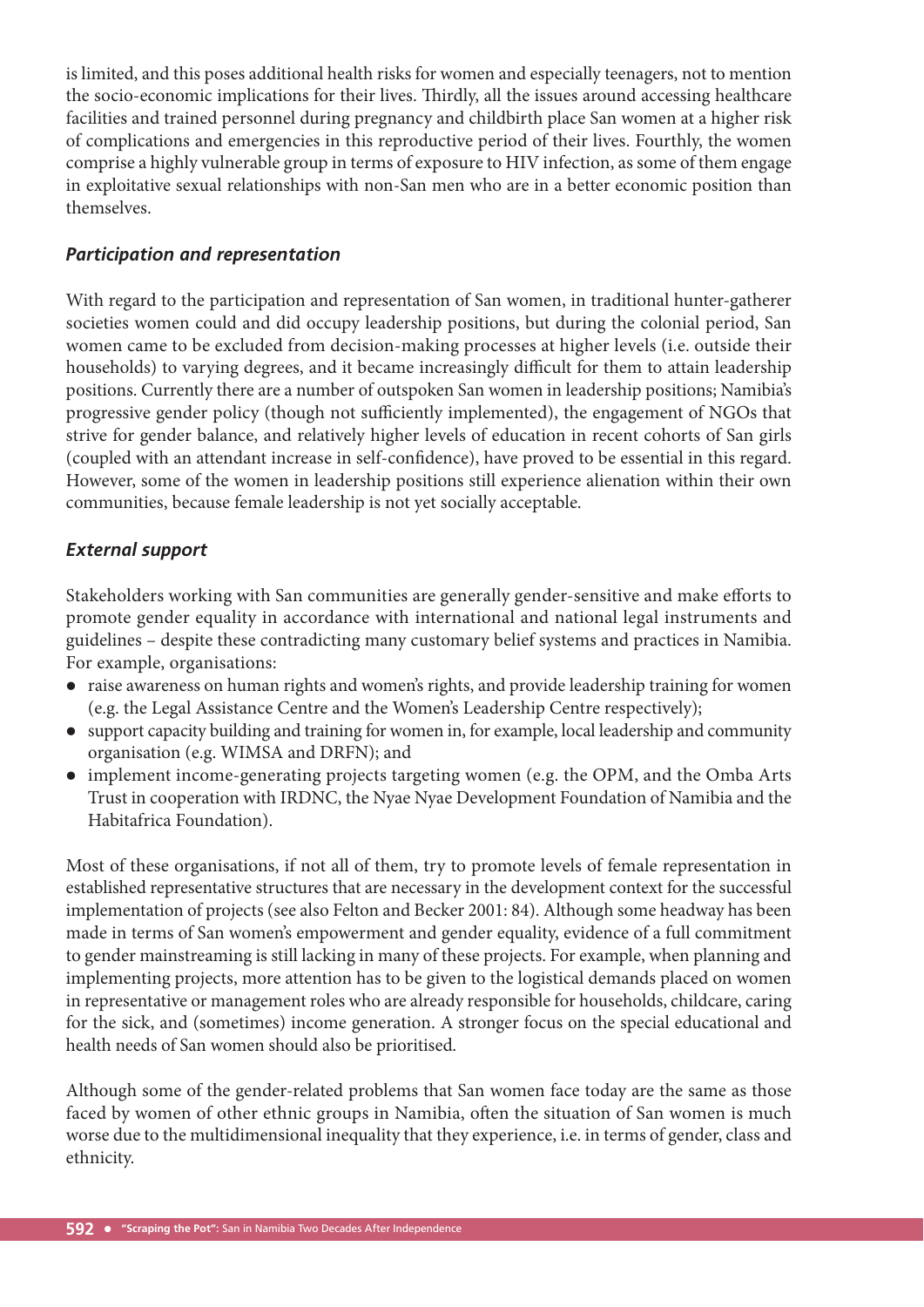is limited, and this poses additional health risks for women and especially teenagers, not to mention the socio-economic implications for their lives. Thirdly, all the issues around accessing healthcare facilities and trained personnel during pregnancy and childbirth place San women at a higher risk of complications and emergencies in this reproductive period of their lives. Fourthly, the women comprise a highly vulnerable group in terms of exposure to HIV infection, as some of them engage in exploitative sexual relationships with non-San men who are in a better economic position than themselves.

### *Participation and representation*

With regard to the participation and representation of San women, in traditional hunter-gatherer societies women could and did occupy leadership positions, but during the colonial period, San women came to be excluded from decision-making processes at higher levels (i.e. outside their households) to varying degrees, and it became increasingly difficult for them to attain leadership positions. Currently there are a number of outspoken San women in leadership positions; Namibia's progressive gender policy (though not sufficiently implemented), the engagement of NGOs that strive for gender balance, and relatively higher levels of education in recent cohorts of San girls (coupled with an attendant increase in self-confidence), have proved to be essential in this regard. However, some of the women in leadership positions still experience alienation within their own communities, because female leadership is not yet socially acceptable.

### *External support*

Stakeholders working with San communities are generally gender-sensitive and make efforts to promote gender equality in accordance with international and national legal instruments and guidelines – despite these contradicting many customary belief systems and practices in Namibia. For example, organisations:

- raise awareness on human rights and women's rights, and provide leadership training for women (e.g. the Legal Assistance Centre and the Women's Leadership Centre respectively);
- support capacity building and training for women in, for example, local leadership and community organisation (e.g. WIMSA and DRFN); and
- implement income-generating projects targeting women (e.g. the OPM, and the Omba Arts Trust in cooperation with IRDNC, the Nyae Nyae Development Foundation of Namibia and the Habitafrica Foundation).

Most of these organisations, if not all of them, try to promote levels of female representation in established representative structures that are necessary in the development context for the successful implementation of projects (see also Felton and Becker 2001: 84). Although some headway has been made in terms of San women's empowerment and gender equality, evidence of a full commitment to gender mainstreaming is still lacking in many of these projects. For example, when planning and implementing projects, more attention has to be given to the logistical demands placed on women in representative or management roles who are already responsible for households, childcare, caring for the sick, and (sometimes) income generation. A stronger focus on the special educational and health needs of San women should also be prioritised.

Although some of the gender-related problems that San women face today are the same as those faced by women of other ethnic groups in Namibia, often the situation of San women is much worse due to the multidimensional inequality that they experience, i.e. in terms of gender, class and ethnicity.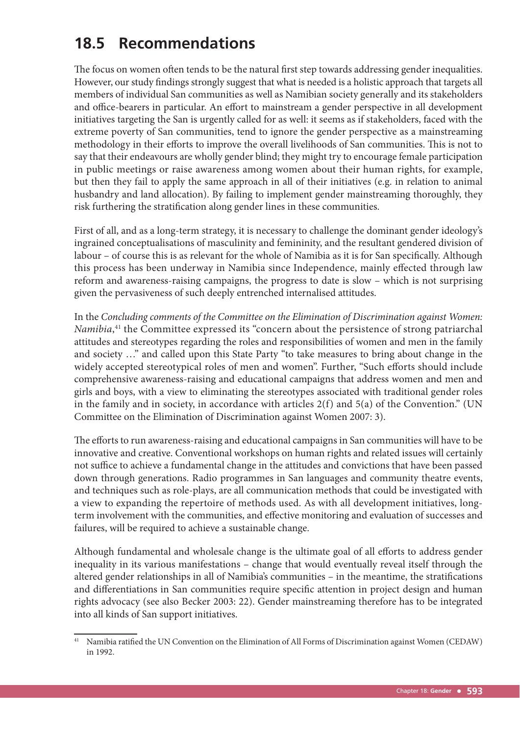## 18.5 Recommendations

The focus on women often tends to be the natural first step towards addressing gender inequalities. However, our study findings strongly suggest that what is needed is a holistic approach that targets all members of individual San communities as well as Namibian society generally and its stakeholders and office-bearers in particular. An effort to mainstream a gender perspective in all development initiatives targeting the San is urgently called for as well: it seems as if stakeholders, faced with the extreme poverty of San communities, tend to ignore the gender perspective as a mainstreaming methodology in their efforts to improve the overall livelihoods of San communities. This is not to say that their endeavours are wholly gender blind; they might try to encourage female participation in public meetings or raise awareness among women about their human rights, for example, but then they fail to apply the same approach in all of their initiatives (e.g. in relation to animal husbandry and land allocation). By failing to implement gender mainstreaming thoroughly, they risk furthering the stratification along gender lines in these communities.

First of all, and as a long-term strategy, it is necessary to challenge the dominant gender ideology's ingrained conceptualisations of masculinity and femininity, and the resultant gendered division of labour – of course this is as relevant for the whole of Namibia as it is for San specifically. Although this process has been underway in Namibia since Independence, mainly effected through law reform and awareness-raising campaigns, the progress to date is slow – which is not surprising given the pervasiveness of such deeply entrenched internalised attitudes.

In the *Concluding comments of the Committee on the Elimination of Discrimination against Women: Namibia*,[41] the Committee expressed its "concern about the persistence of strong patriarchal attitudes and stereotypes regarding the roles and responsibilities of women and men in the family and society …" and called upon this State Party "to take measures to bring about change in the widely accepted stereotypical roles of men and women". Further, "Such efforts should include comprehensive awareness-raising and educational campaigns that address women and men and girls and boys, with a view to eliminating the stereotypes associated with traditional gender roles in the family and in society, in accordance with articles 2(f) and 5(a) of the Convention." (UN Committee on the Elimination of Discrimination against Women 2007: 3).

The efforts to run awareness-raising and educational campaigns in San communities will have to be innovative and creative. Conventional workshops on human rights and related issues will certainly not suffice to achieve a fundamental change in the attitudes and convictions that have been passed down through generations. Radio programmes in San languages and community theatre events, and techniques such as role-plays, are all communication methods that could be investigated with a view to expanding the repertoire of methods used. As with all development initiatives, long-term involvement with the communities, and effective monitoring and evaluation of successes and failures, will be required to achieve a sustainable change.

Although fundamental and wholesale change is the ultimate goal of all efforts to address gender inequality in its various manifestations – change that would eventually reveal itself through the altered gender relationships in all of Namibia's communities – in the meantime, the stratifications and differentiations in San communities require specific attention in project design and human rights advocacy (see also Becker 2003: 22). Gender mainstreaming therefore has to be integrated into all kinds of San support initiatives.

---

[41] Namibia ratified the UN Convention on the Elimination of All Forms of Discrimination against Women (CEDAW) in 1992.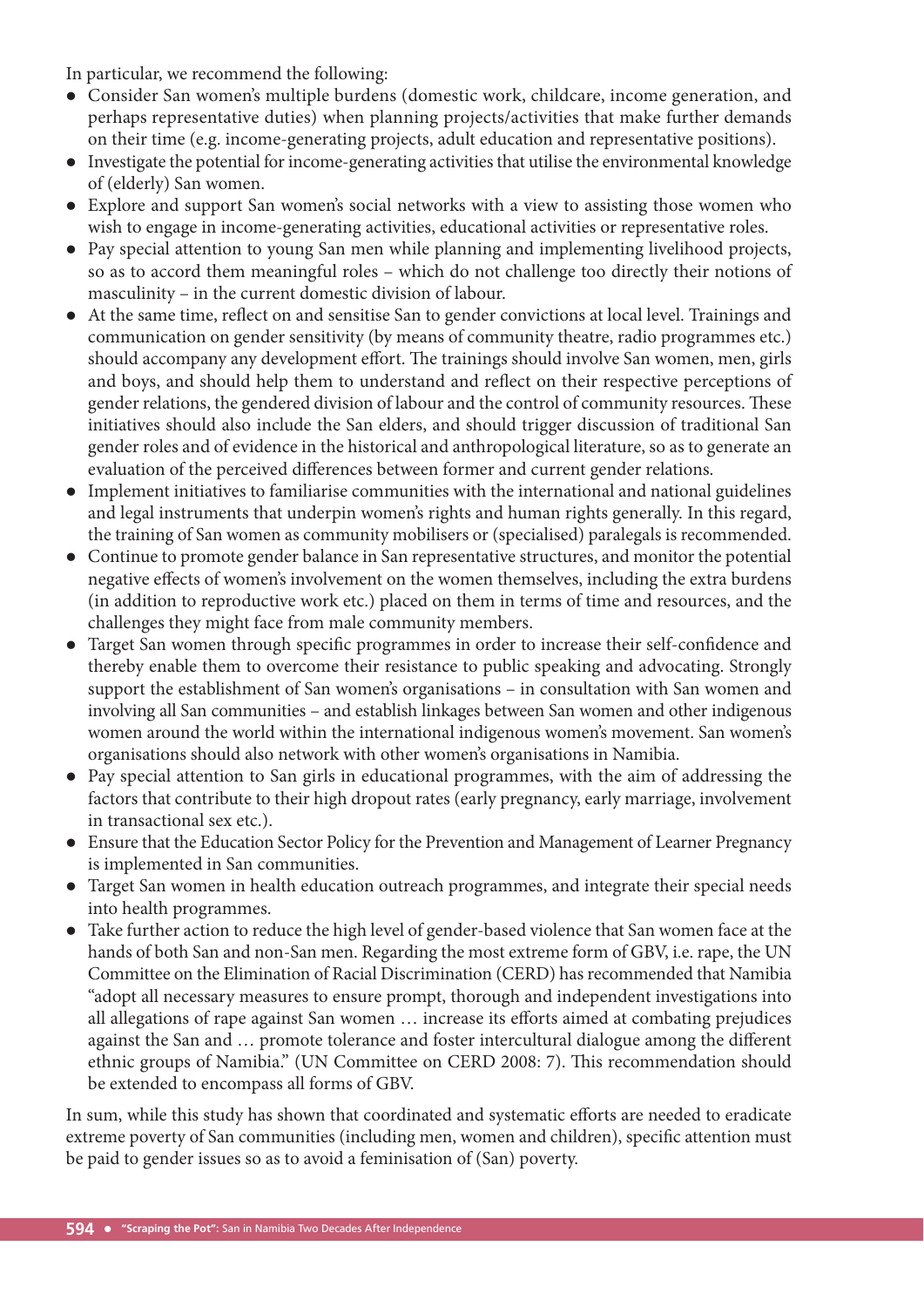In particular, we recommend the following:

- Consider San women's multiple burdens (domestic work, childcare, income generation, and perhaps representative duties) when planning projects/activities that make further demands on their time (e.g. income-generating projects, adult education and representative positions).
- Investigate the potential for income-generating activities that utilise the environmental knowledge of (elderly) San women.
- Explore and support San women's social networks with a view to assisting those women who wish to engage in income-generating activities, educational activities or representative roles.
- Pay special attention to young San men while planning and implementing livelihood projects, so as to accord them meaningful roles – which do not challenge too directly their notions of masculinity – in the current domestic division of labour.
- At the same time, reflect on and sensitise San to gender convictions at local level. Trainings and communication on gender sensitivity (by means of community theatre, radio programmes etc.) should accompany any development effort. The trainings should involve San women, men, girls and boys, and should help them to understand and reflect on their respective perceptions of gender relations, the gendered division of labour and the control of community resources. These initiatives should also include the San elders, and should trigger discussion of traditional San gender roles and of evidence in the historical and anthropological literature, so as to generate an evaluation of the perceived differences between former and current gender relations.
- Implement initiatives to familiarise communities with the international and national guidelines and legal instruments that underpin women's rights and human rights generally. In this regard, the training of San women as community mobilisers or (specialised) paralegals is recommended.
- Continue to promote gender balance in San representative structures, and monitor the potential negative effects of women's involvement on the women themselves, including the extra burdens (in addition to reproductive work etc.) placed on them in terms of time and resources, and the challenges they might face from male community members.
- Target San women through specific programmes in order to increase their self-confidence and thereby enable them to overcome their resistance to public speaking and advocating. Strongly support the establishment of San women's organisations – in consultation with San women and involving all San communities – and establish linkages between San women and other indigenous women around the world within the international indigenous women's movement. San women's organisations should also network with other women's organisations in Namibia.
- Pay special attention to San girls in educational programmes, with the aim of addressing the factors that contribute to their high dropout rates (early pregnancy, early marriage, involvement in transactional sex etc.).
- Ensure that the Education Sector Policy for the Prevention and Management of Learner Pregnancy is implemented in San communities.
- Target San women in health education outreach programmes, and integrate their special needs into health programmes.
- Take further action to reduce the high level of gender-based violence that San women face at the hands of both San and non-San men. Regarding the most extreme form of GBV, i.e. rape, the UN Committee on the Elimination of Racial Discrimination (CERD) has recommended that Namibia "adopt all necessary measures to ensure prompt, thorough and independent investigations into all allegations of rape against San women … increase its efforts aimed at combating prejudices against the San and … promote tolerance and foster intercultural dialogue among the different ethnic groups of Namibia." (UN Committee on CERD 2008: 7). This recommendation should be extended to encompass all forms of GBV.

In sum, while this study has shown that coordinated and systematic efforts are needed to eradicate extreme poverty of San communities (including men, women and children), specific attention must be paid to gender issues so as to avoid a feminisation of (San) poverty.